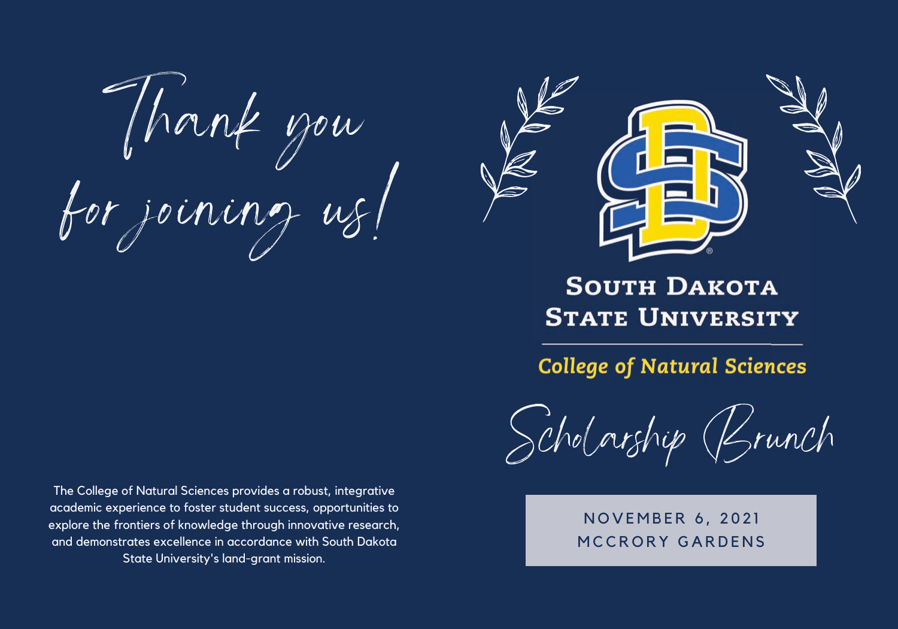# Thank you for joining us!

The College of Natural Sciences provides a robust, integrative academic experience to foster student success, opportunities to explore the frontiers of knowledge through innovative research, and demonstrates excellence in accordance with South Dakota State University's land-grant mission.

**South Dakota State University**

**College of Natural Sciences**

# Scholarship Brunch

NOVEMBER 6, 2021
MCCRORY GARDENS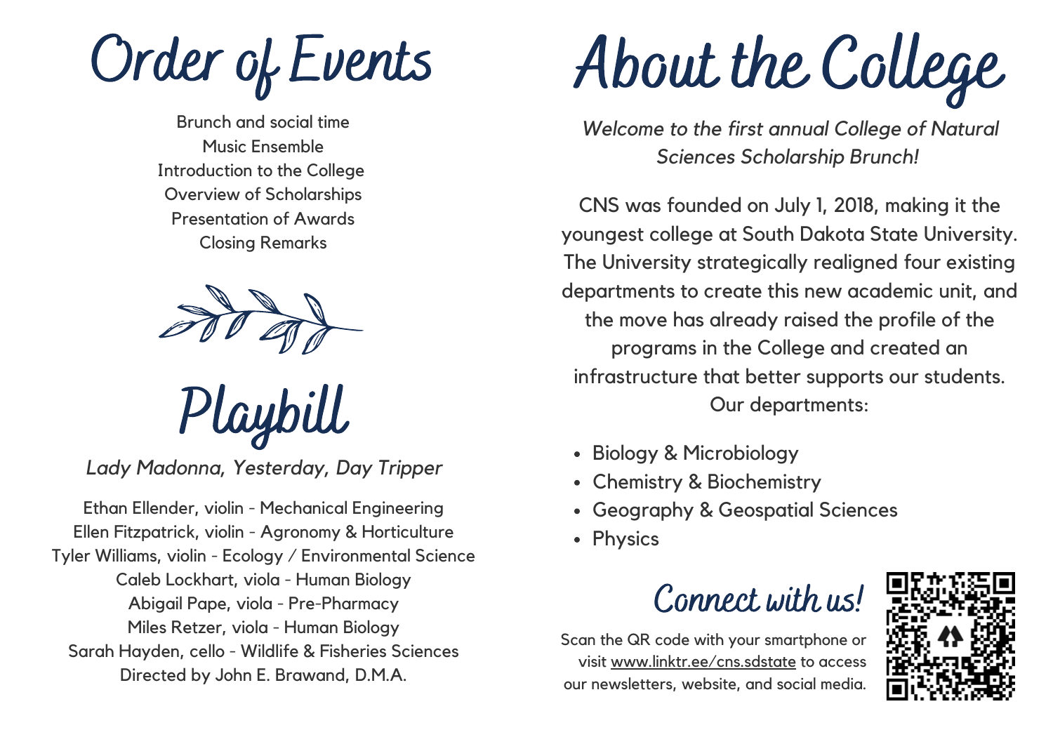# Order of Events

Brunch and social time
Music Ensemble
Introduction to the College
Overview of Scholarships
Presentation of Awards
Closing Remarks

# Playbill

*Lady Madonna, Yesterday, Day Tripper*

Ethan Ellender, violin - Mechanical Engineering
Ellen Fitzpatrick, violin - Agronomy & Horticulture
Tyler Williams, violin - Ecology / Environmental Science
Caleb Lockhart, viola - Human Biology
Abigail Pape, viola - Pre-Pharmacy
Miles Retzer, viola - Human Biology
Sarah Hayden, cello - Wildlife & Fisheries Sciences
Directed by John E. Brawand, D.M.A.

# About the College

*Welcome to the first annual College of Natural Sciences Scholarship Brunch!*

CNS was founded on July 1, 2018, making it the youngest college at South Dakota State University. The University strategically realigned four existing departments to create this new academic unit, and the move has already raised the profile of the programs in the College and created an infrastructure that better supports our students. Our departments:

- Biology & Microbiology
- Chemistry & Biochemistry
- Geography & Geospatial Sciences
- Physics

## Connect with us!

Scan the QR code with your smartphone or visit www.linktr.ee/cns.sdstate to access our newsletters, website, and social media.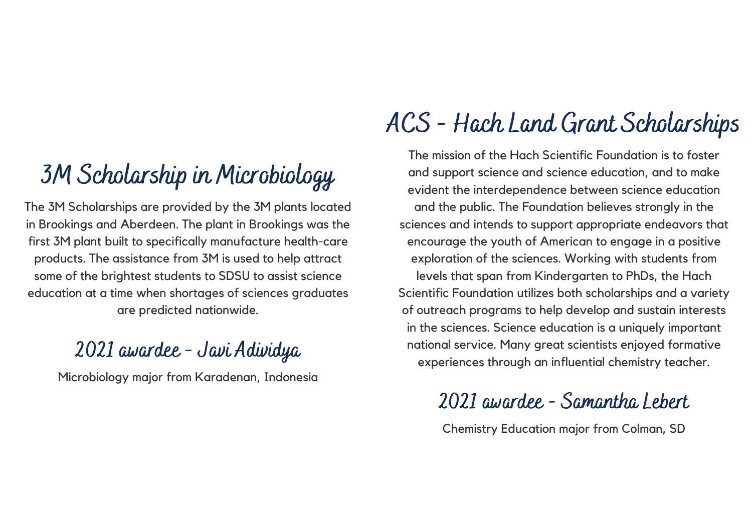## 3M Scholarship in Microbiology

The 3M Scholarships are provided by the 3M plants located in Brookings and Aberdeen. The plant in Brookings was the first 3M plant built to specifically manufacture health-care products. The assistance from 3M is used to help attract some of the brightest students to SDSU to assist science education at a time when shortages of sciences graduates are predicted nationwide.

### 2021 awardee - Javi Adividya

Microbiology major from Karadenan, Indonesia

## ACS - Hach Land Grant Scholarships

The mission of the Hach Scientific Foundation is to foster and support science and science education, and to make evident the interdependence between science education and the public. The Foundation believes strongly in the sciences and intends to support appropriate endeavors that encourage the youth of American to engage in a positive exploration of the sciences. Working with students from levels that span from Kindergarten to PhDs, the Hach Scientific Foundation utilizes both scholarships and a variety of outreach programs to help develop and sustain interests in the sciences. Science education is a uniquely important national service. Many great scientists enjoyed formative experiences through an influential chemistry teacher.

### 2021 awardee - Samantha Lebert

Chemistry Education major from Colman, SD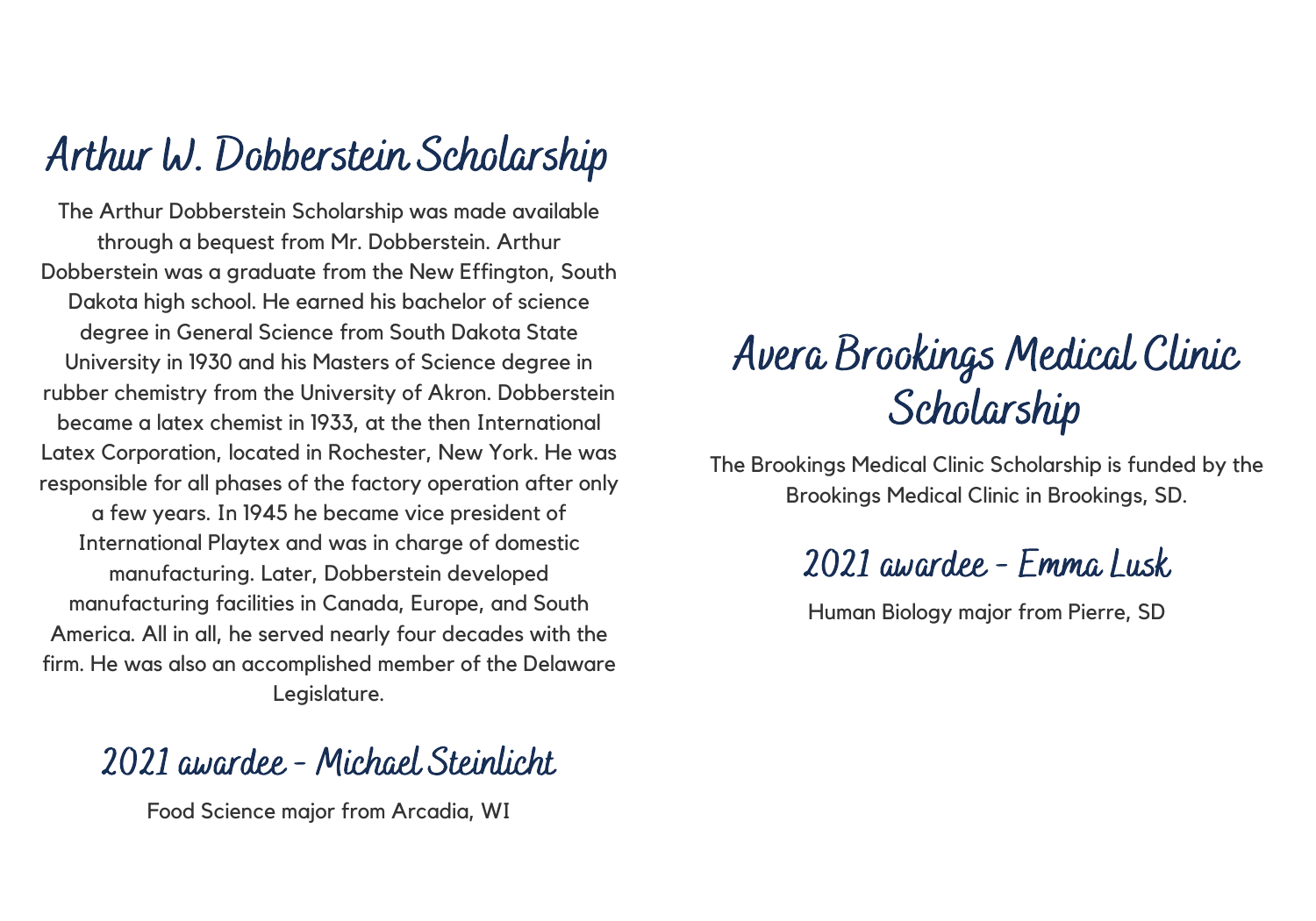## Arthur W. Dobberstein Scholarship

The Arthur Dobberstein Scholarship was made available through a bequest from Mr. Dobberstein. Arthur Dobberstein was a graduate from the New Effington, South Dakota high school. He earned his bachelor of science degree in General Science from South Dakota State University in 1930 and his Masters of Science degree in rubber chemistry from the University of Akron. Dobberstein became a latex chemist in 1933, at the then International Latex Corporation, located in Rochester, New York. He was responsible for all phases of the factory operation after only a few years. In 1945 he became vice president of International Playtex and was in charge of domestic manufacturing. Later, Dobberstein developed manufacturing facilities in Canada, Europe, and South America. All in all, he served nearly four decades with the firm. He was also an accomplished member of the Delaware Legislature.

### 2021 awardee - Michael Steinlicht

Food Science major from Arcadia, WI

## Avera Brookings Medical Clinic Scholarship

The Brookings Medical Clinic Scholarship is funded by the Brookings Medical Clinic in Brookings, SD.

### 2021 awardee - Emma Lusk

Human Biology major from Pierre, SD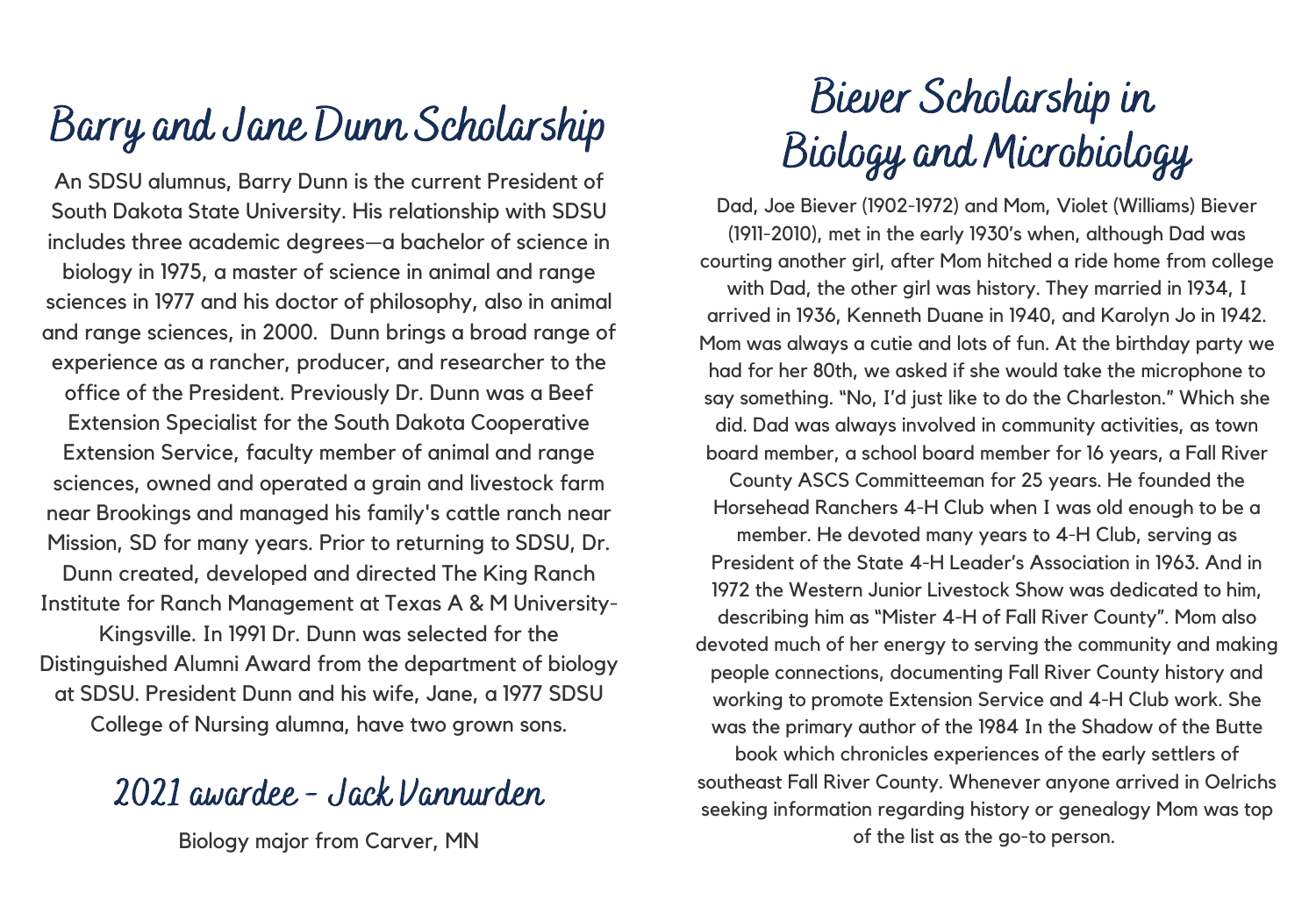# Barry and Jane Dunn Scholarship

An SDSU alumnus, Barry Dunn is the current President of South Dakota State University. His relationship with SDSU includes three academic degrees—a bachelor of science in biology in 1975, a master of science in animal and range sciences in 1977 and his doctor of philosophy, also in animal and range sciences, in 2000. Dunn brings a broad range of experience as a rancher, producer, and researcher to the office of the President. Previously Dr. Dunn was a Beef Extension Specialist for the South Dakota Cooperative Extension Service, faculty member of animal and range sciences, owned and operated a grain and livestock farm near Brookings and managed his family's cattle ranch near Mission, SD for many years. Prior to returning to SDSU, Dr. Dunn created, developed and directed The King Ranch Institute for Ranch Management at Texas A & M University-Kingsville. In 1991 Dr. Dunn was selected for the Distinguished Alumni Award from the department of biology at SDSU. President Dunn and his wife, Jane, a 1977 SDSU College of Nursing alumna, have two grown sons.

## 2021 awardee - Jack Vannurden

Biology major from Carver, MN

# Biever Scholarship in Biology and Microbiology

Dad, Joe Biever (1902-1972) and Mom, Violet (Williams) Biever (1911-2010), met in the early 1930's when, although Dad was courting another girl, after Mom hitched a ride home from college with Dad, the other girl was history. They married in 1934, I arrived in 1936, Kenneth Duane in 1940, and Karolyn Jo in 1942. Mom was always a cutie and lots of fun. At the birthday party we had for her 80th, we asked if she would take the microphone to say something. "No, I'd just like to do the Charleston." Which she did. Dad was always involved in community activities, as town board member, a school board member for 16 years, a Fall River County ASCS Committeeman for 25 years. He founded the Horsehead Ranchers 4-H Club when I was old enough to be a member. He devoted many years to 4-H Club, serving as President of the State 4-H Leader's Association in 1963. And in 1972 the Western Junior Livestock Show was dedicated to him, describing him as "Mister 4-H of Fall River County". Mom also devoted much of her energy to serving the community and making people connections, documenting Fall River County history and working to promote Extension Service and 4-H Club work. She was the primary author of the 1984 In the Shadow of the Butte book which chronicles experiences of the early settlers of southeast Fall River County. Whenever anyone arrived in Oelrichs seeking information regarding history or genealogy Mom was top of the list as the go-to person.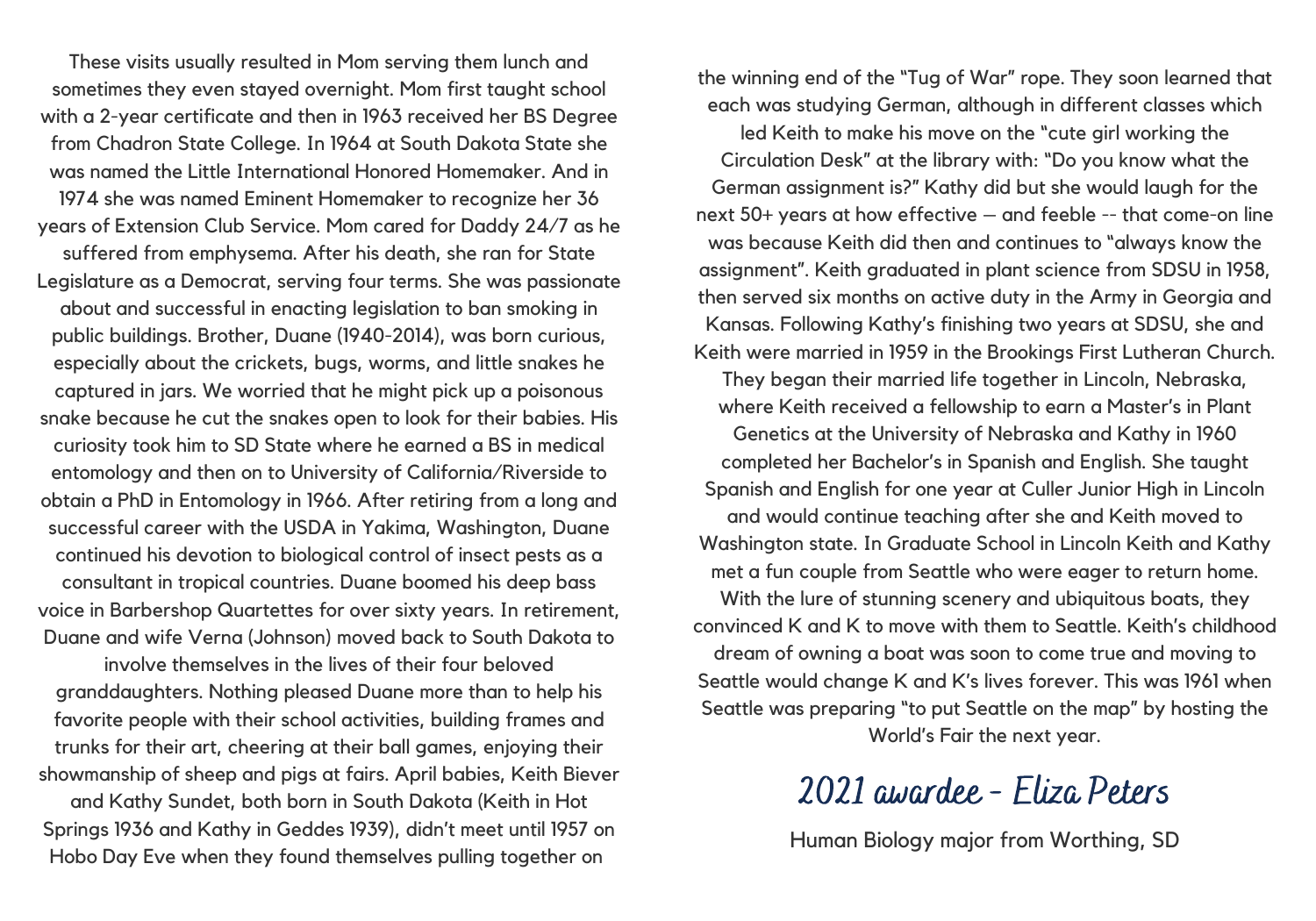These visits usually resulted in Mom serving them lunch and sometimes they even stayed overnight. Mom first taught school with a 2-year certificate and then in 1963 received her BS Degree from Chadron State College. In 1964 at South Dakota State she was named the Little International Honored Homemaker. And in 1974 she was named Eminent Homemaker to recognize her 36 years of Extension Club Service. Mom cared for Daddy 24/7 as he suffered from emphysema. After his death, she ran for State Legislature as a Democrat, serving four terms. She was passionate about and successful in enacting legislation to ban smoking in public buildings. Brother, Duane (1940-2014), was born curious, especially about the crickets, bugs, worms, and little snakes he captured in jars. We worried that he might pick up a poisonous snake because he cut the snakes open to look for their babies. His curiosity took him to SD State where he earned a BS in medical entomology and then on to University of California/Riverside to obtain a PhD in Entomology in 1966. After retiring from a long and successful career with the USDA in Yakima, Washington, Duane continued his devotion to biological control of insect pests as a consultant in tropical countries. Duane boomed his deep bass voice in Barbershop Quartettes for over sixty years. In retirement, Duane and wife Verna (Johnson) moved back to South Dakota to involve themselves in the lives of their four beloved granddaughters. Nothing pleased Duane more than to help his favorite people with their school activities, building frames and trunks for their art, cheering at their ball games, enjoying their showmanship of sheep and pigs at fairs. April babies, Keith Biever and Kathy Sundet, both born in South Dakota (Keith in Hot Springs 1936 and Kathy in Geddes 1939), didn't meet until 1957 on Hobo Day Eve when they found themselves pulling together on the winning end of the "Tug of War" rope. They soon learned that each was studying German, although in different classes which led Keith to make his move on the "cute girl working the Circulation Desk" at the library with: "Do you know what the German assignment is?" Kathy did but she would laugh for the next 50+ years at how effective – and feeble -- that come-on line was because Keith did then and continues to "always know the assignment". Keith graduated in plant science from SDSU in 1958, then served six months on active duty in the Army in Georgia and Kansas. Following Kathy's finishing two years at SDSU, she and Keith were married in 1959 in the Brookings First Lutheran Church. They began their married life together in Lincoln, Nebraska, where Keith received a fellowship to earn a Master's in Plant Genetics at the University of Nebraska and Kathy in 1960 completed her Bachelor's in Spanish and English. She taught Spanish and English for one year at Culler Junior High in Lincoln and would continue teaching after she and Keith moved to Washington state. In Graduate School in Lincoln Keith and Kathy met a fun couple from Seattle who were eager to return home. With the lure of stunning scenery and ubiquitous boats, they convinced K and K to move with them to Seattle. Keith's childhood dream of owning a boat was soon to come true and moving to Seattle would change K and K's lives forever. This was 1961 when Seattle was preparing "to put Seattle on the map" by hosting the World's Fair the next year.

## 2021 awardee - Eliza Peters

Human Biology major from Worthing, SD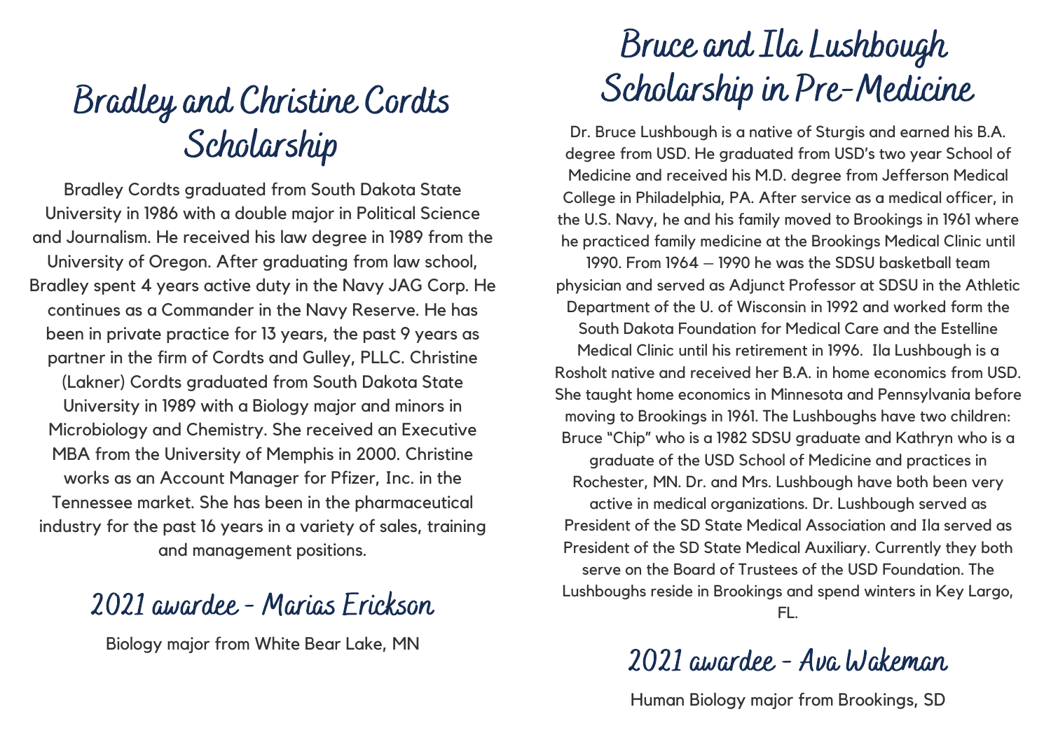# Bradley and Christine Cordts Scholarship

Bradley Cordts graduated from South Dakota State University in 1986 with a double major in Political Science and Journalism. He received his law degree in 1989 from the University of Oregon. After graduating from law school, Bradley spent 4 years active duty in the Navy JAG Corp. He continues as a Commander in the Navy Reserve. He has been in private practice for 13 years, the past 9 years as partner in the firm of Cordts and Gulley, PLLC. Christine (Lakner) Cordts graduated from South Dakota State University in 1989 with a Biology major and minors in Microbiology and Chemistry. She received an Executive MBA from the University of Memphis in 2000. Christine works as an Account Manager for Pfizer, Inc. in the Tennessee market. She has been in the pharmaceutical industry for the past 16 years in a variety of sales, training and management positions.

## 2021 awardee - Marias Erickson

Biology major from White Bear Lake, MN

# Bruce and Ila Lushbough Scholarship in Pre-Medicine

Dr. Bruce Lushbough is a native of Sturgis and earned his B.A. degree from USD. He graduated from USD's two year School of Medicine and received his M.D. degree from Jefferson Medical College in Philadelphia, PA. After service as a medical officer, in the U.S. Navy, he and his family moved to Brookings in 1961 where he practiced family medicine at the Brookings Medical Clinic until 1990. From 1964 – 1990 he was the SDSU basketball team physician and served as Adjunct Professor at SDSU in the Athletic Department of the U. of Wisconsin in 1992 and worked form the South Dakota Foundation for Medical Care and the Estelline Medical Clinic until his retirement in 1996. Ila Lushbough is a Rosholt native and received her B.A. in home economics from USD. She taught home economics in Minnesota and Pennsylvania before moving to Brookings in 1961. The Lushboughs have two children: Bruce "Chip" who is a 1982 SDSU graduate and Kathryn who is a graduate of the USD School of Medicine and practices in Rochester, MN. Dr. and Mrs. Lushbough have both been very active in medical organizations. Dr. Lushbough served as President of the SD State Medical Association and Ila served as President of the SD State Medical Auxiliary. Currently they both serve on the Board of Trustees of the USD Foundation. The Lushboughs reside in Brookings and spend winters in Key Largo, FL.

## 2021 awardee - Ava Wakeman

Human Biology major from Brookings, SD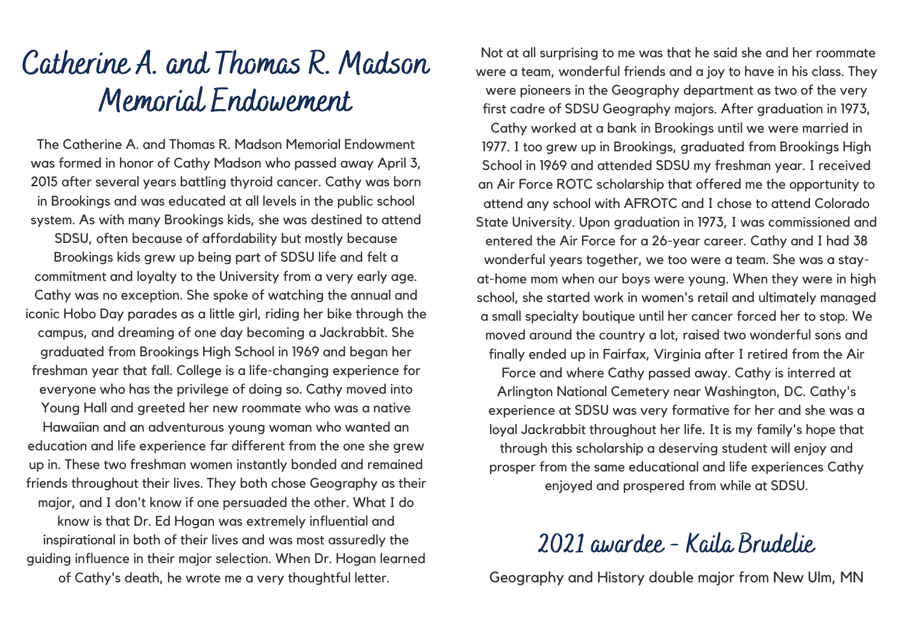# Catherine A. and Thomas R. Madson Memorial Endowement

The Catherine A. and Thomas R. Madson Memorial Endowment was formed in honor of Cathy Madson who passed away April 3, 2015 after several years battling thyroid cancer. Cathy was born in Brookings and was educated at all levels in the public school system. As with many Brookings kids, she was destined to attend SDSU, often because of affordability but mostly because Brookings kids grew up being part of SDSU life and felt a commitment and loyalty to the University from a very early age. Cathy was no exception. She spoke of watching the annual and iconic Hobo Day parades as a little girl, riding her bike through the campus, and dreaming of one day becoming a Jackrabbit. She graduated from Brookings High School in 1969 and began her freshman year that fall. College is a life-changing experience for everyone who has the privilege of doing so. Cathy moved into Young Hall and greeted her new roommate who was a native Hawaiian and an adventurous young woman who wanted an education and life experience far different from the one she grew up in. These two freshman women instantly bonded and remained friends throughout their lives. They both chose Geography as their major, and I don't know if one persuaded the other. What I do know is that Dr. Ed Hogan was extremely influential and inspirational in both of their lives and was most assuredly the guiding influence in their major selection. When Dr. Hogan learned of Cathy's death, he wrote me a very thoughtful letter. Not at all surprising to me was that he said she and her roommate were a team, wonderful friends and a joy to have in his class. They were pioneers in the Geography department as two of the very first cadre of SDSU Geography majors. After graduation in 1973, Cathy worked at a bank in Brookings until we were married in 1977. I too grew up in Brookings, graduated from Brookings High School in 1969 and attended SDSU my freshman year. I received an Air Force ROTC scholarship that offered me the opportunity to attend any school with AFROTC and I chose to attend Colorado State University. Upon graduation in 1973, I was commissioned and entered the Air Force for a 26-year career. Cathy and I had 38 wonderful years together, we too were a team. She was a stay-at-home mom when our boys were young. When they were in high school, she started work in women's retail and ultimately managed a small specialty boutique until her cancer forced her to stop. We moved around the country a lot, raised two wonderful sons and finally ended up in Fairfax, Virginia after I retired from the Air Force and where Cathy passed away. Cathy is interred at Arlington National Cemetery near Washington, DC. Cathy's experience at SDSU was very formative for her and she was a loyal Jackrabbit throughout her life. It is my family's hope that through this scholarship a deserving student will enjoy and prosper from the same educational and life experiences Cathy enjoyed and prospered from while at SDSU.

## 2021 awardee - Kaila Brudelie

Geography and History double major from New Ulm, MN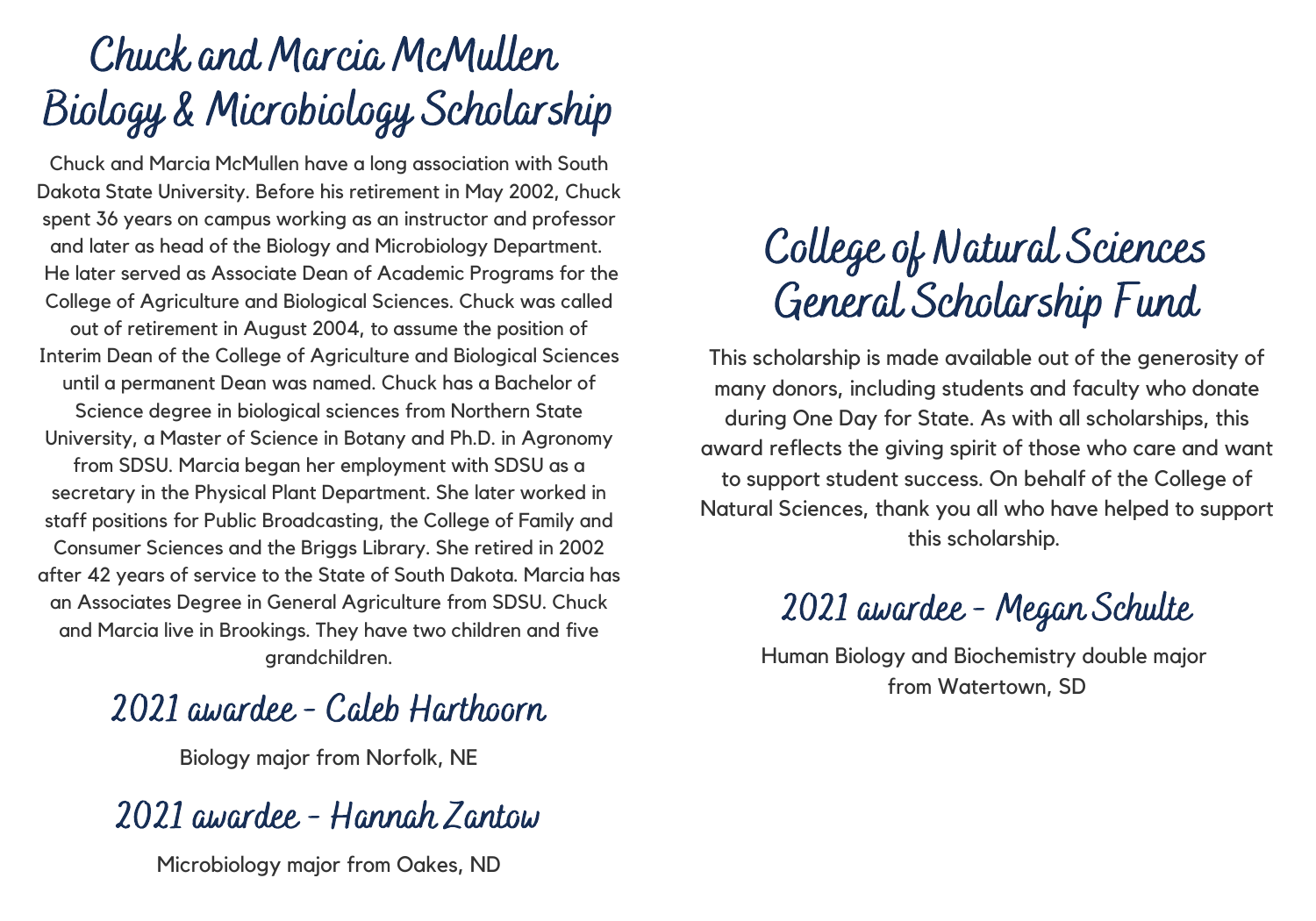# Chuck and Marcia McMullen Biology & Microbiology Scholarship

Chuck and Marcia McMullen have a long association with South Dakota State University. Before his retirement in May 2002, Chuck spent 36 years on campus working as an instructor and professor and later as head of the Biology and Microbiology Department. He later served as Associate Dean of Academic Programs for the College of Agriculture and Biological Sciences. Chuck was called out of retirement in August 2004, to assume the position of Interim Dean of the College of Agriculture and Biological Sciences until a permanent Dean was named. Chuck has a Bachelor of Science degree in biological sciences from Northern State University, a Master of Science in Botany and Ph.D. in Agronomy from SDSU. Marcia began her employment with SDSU as a secretary in the Physical Plant Department. She later worked in staff positions for Public Broadcasting, the College of Family and Consumer Sciences and the Briggs Library. She retired in 2002 after 42 years of service to the State of South Dakota. Marcia has an Associates Degree in General Agriculture from SDSU. Chuck and Marcia live in Brookings. They have two children and five grandchildren.

## 2021 awardee - Caleb Harthoorn

Biology major from Norfolk, NE

## 2021 awardee - Hannah Zantow

Microbiology major from Oakes, ND

# College of Natural Sciences General Scholarship Fund

This scholarship is made available out of the generosity of many donors, including students and faculty who donate during One Day for State. As with all scholarships, this award reflects the giving spirit of those who care and want to support student success. On behalf of the College of Natural Sciences, thank you all who have helped to support this scholarship.

## 2021 awardee - Megan Schulte

Human Biology and Biochemistry double major from Watertown, SD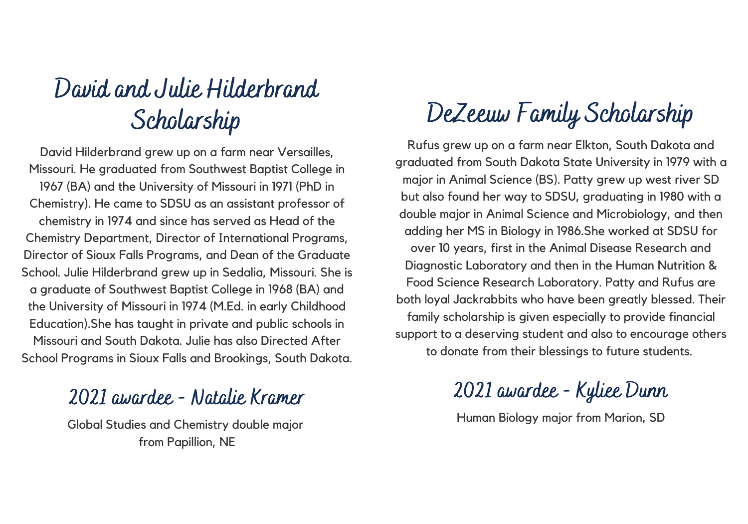## David and Julie Hilderbrand Scholarship

David Hilderbrand grew up on a farm near Versailles, Missouri. He graduated from Southwest Baptist College in 1967 (BA) and the University of Missouri in 1971 (PhD in Chemistry). He came to SDSU as an assistant professor of chemistry in 1974 and since has served as Head of the Chemistry Department, Director of International Programs, Director of Sioux Falls Programs, and Dean of the Graduate School. Julie Hilderbrand grew up in Sedalia, Missouri. She is a graduate of Southwest Baptist College in 1968 (BA) and the University of Missouri in 1974 (M.Ed. in early Childhood Education).She has taught in private and public schools in Missouri and South Dakota. Julie has also Directed After School Programs in Sioux Falls and Brookings, South Dakota.

### 2021 awardee - Natalie Kramer

Global Studies and Chemistry double major from Papillion, NE

## DeZeeuw Family Scholarship

Rufus grew up on a farm near Elkton, South Dakota and graduated from South Dakota State University in 1979 with a major in Animal Science (BS). Patty grew up west river SD but also found her way to SDSU, graduating in 1980 with a double major in Animal Science and Microbiology, and then adding her MS in Biology in 1986.She worked at SDSU for over 10 years, first in the Animal Disease Research and Diagnostic Laboratory and then in the Human Nutrition & Food Science Research Laboratory. Patty and Rufus are both loyal Jackrabbits who have been greatly blessed. Their family scholarship is given especially to provide financial support to a deserving student and also to encourage others to donate from their blessings to future students.

### 2021 awardee - Kyliee Dunn

Human Biology major from Marion, SD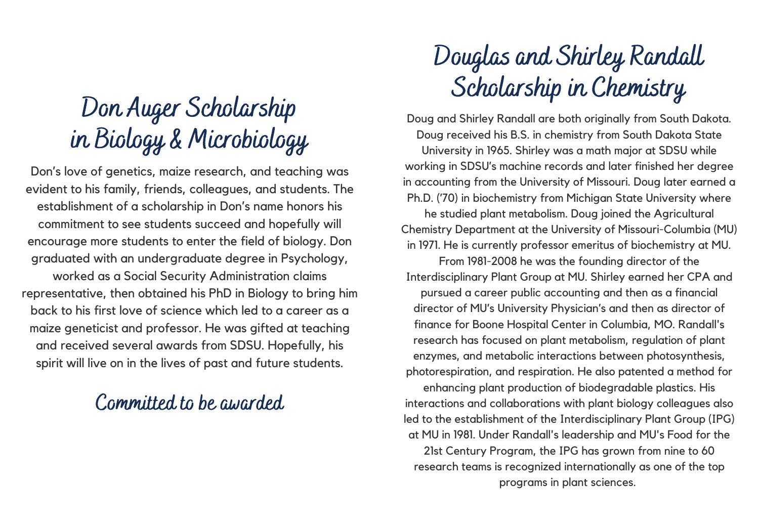# Don Auger Scholarship in Biology & Microbiology

Don's love of genetics, maize research, and teaching was evident to his family, friends, colleagues, and students. The establishment of a scholarship in Don's name honors his commitment to see students succeed and hopefully will encourage more students to enter the field of biology. Don graduated with an undergraduate degree in Psychology, worked as a Social Security Administration claims representative, then obtained his PhD in Biology to bring him back to his first love of science which led to a career as a maize geneticist and professor. He was gifted at teaching and received several awards from SDSU. Hopefully, his spirit will live on in the lives of past and future students.

## Committed to be awarded

# Douglas and Shirley Randall Scholarship in Chemistry

Doug and Shirley Randall are both originally from South Dakota. Doug received his B.S. in chemistry from South Dakota State University in 1965. Shirley was a math major at SDSU while working in SDSU's machine records and later finished her degree in accounting from the University of Missouri. Doug later earned a Ph.D. ('70) in biochemistry from Michigan State University where he studied plant metabolism. Doug joined the Agricultural Chemistry Department at the University of Missouri-Columbia (MU) in 1971. He is currently professor emeritus of biochemistry at MU. From 1981-2008 he was the founding director of the Interdisciplinary Plant Group at MU. Shirley earned her CPA and pursued a career public accounting and then as a financial director of MU's University Physician's and then as director of finance for Boone Hospital Center in Columbia, MO. Randall's research has focused on plant metabolism, regulation of plant enzymes, and metabolic interactions between photosynthesis, photorespiration, and respiration. He also patented a method for enhancing plant production of biodegradable plastics. His interactions and collaborations with plant biology colleagues also led to the establishment of the Interdisciplinary Plant Group (IPG) at MU in 1981. Under Randall's leadership and MU's Food for the 21st Century Program, the IPG has grown from nine to 60 research teams is recognized internationally as one of the top programs in plant sciences.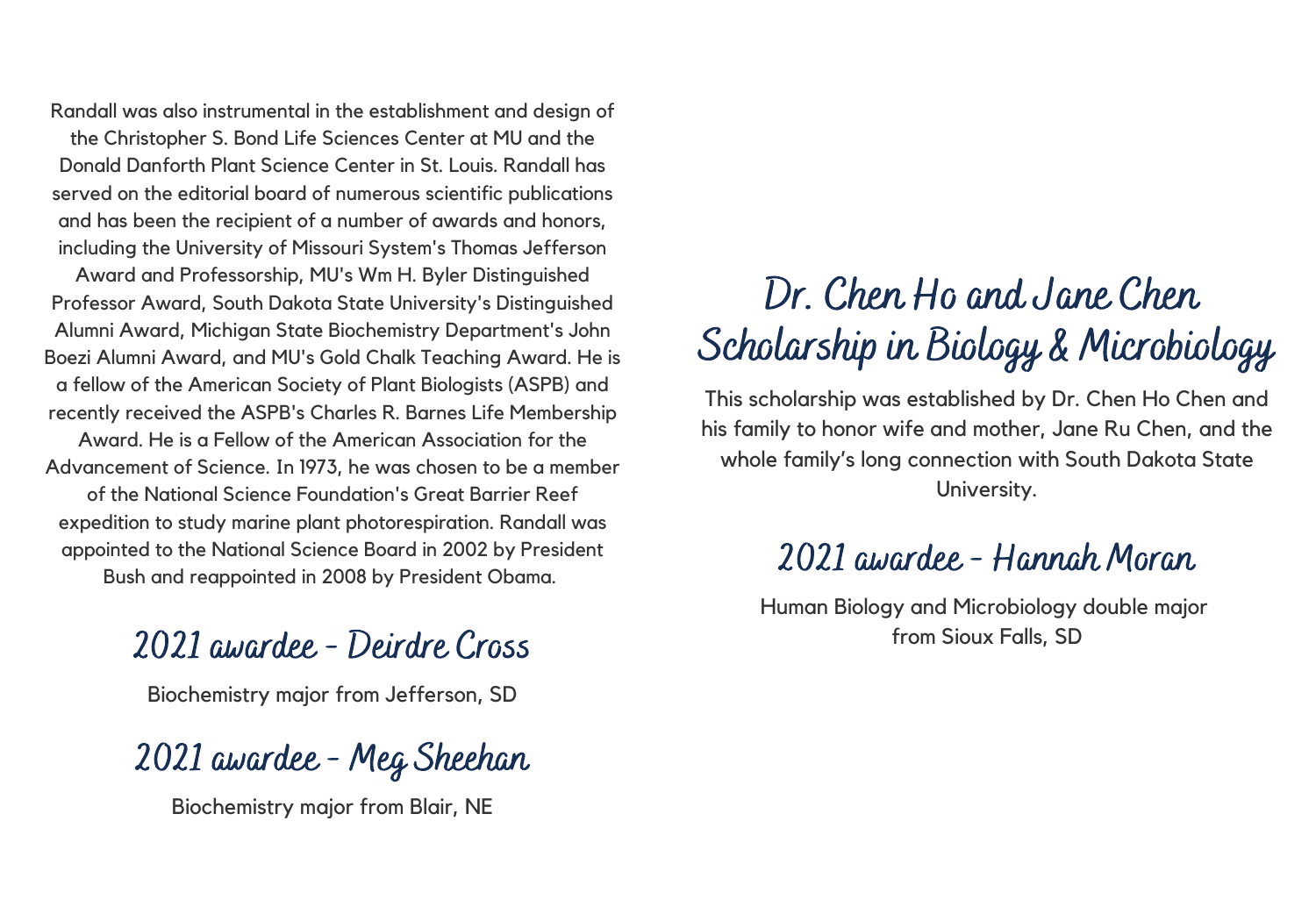Randall was also instrumental in the establishment and design of the Christopher S. Bond Life Sciences Center at MU and the Donald Danforth Plant Science Center in St. Louis. Randall has served on the editorial board of numerous scientific publications and has been the recipient of a number of awards and honors, including the University of Missouri System's Thomas Jefferson Award and Professorship, MU's Wm H. Byler Distinguished Professor Award, South Dakota State University's Distinguished Alumni Award, Michigan State Biochemistry Department's John Boezi Alumni Award, and MU's Gold Chalk Teaching Award. He is a fellow of the American Society of Plant Biologists (ASPB) and recently received the ASPB's Charles R. Barnes Life Membership Award. He is a Fellow of the American Association for the Advancement of Science. In 1973, he was chosen to be a member of the National Science Foundation's Great Barrier Reef expedition to study marine plant photorespiration. Randall was appointed to the National Science Board in 2002 by President Bush and reappointed in 2008 by President Obama.

## 2021 awardee - Deirdre Cross

Biochemistry major from Jefferson, SD

## 2021 awardee - Meg Sheehan

Biochemistry major from Blair, NE

# Dr. Chen Ho and Jane Chen Scholarship in Biology & Microbiology

This scholarship was established by Dr. Chen Ho Chen and his family to honor wife and mother, Jane Ru Chen, and the whole family's long connection with South Dakota State University.

## 2021 awardee - Hannah Moran

Human Biology and Microbiology double major from Sioux Falls, SD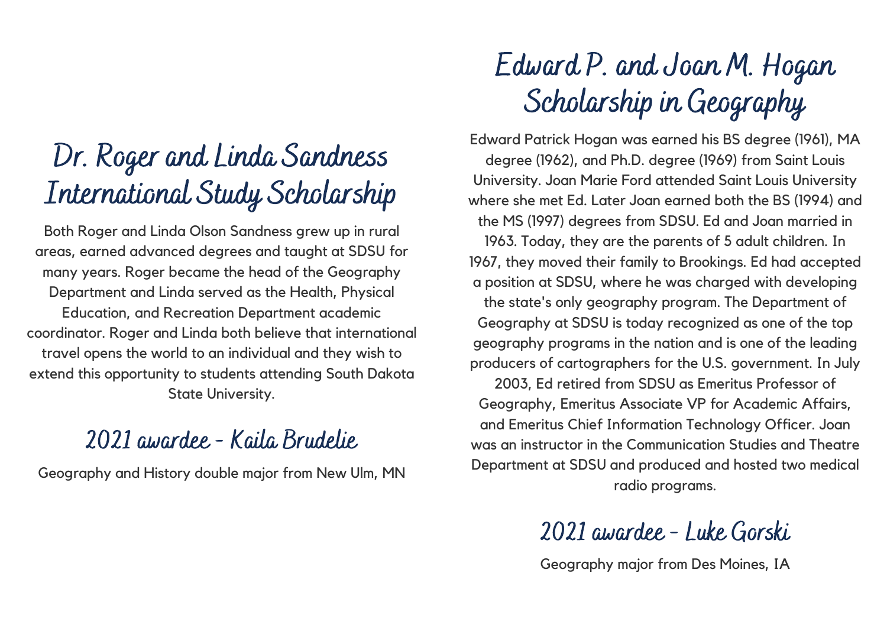# Dr. Roger and Linda Sandness International Study Scholarship

Both Roger and Linda Olson Sandness grew up in rural areas, earned advanced degrees and taught at SDSU for many years. Roger became the head of the Geography Department and Linda served as the Health, Physical Education, and Recreation Department academic coordinator. Roger and Linda both believe that international travel opens the world to an individual and they wish to extend this opportunity to students attending South Dakota State University.

## 2021 awardee - Kaila Brudelie

Geography and History double major from New Ulm, MN

# Edward P. and Joan M. Hogan Scholarship in Geography

Edward Patrick Hogan was earned his BS degree (1961), MA degree (1962), and Ph.D. degree (1969) from Saint Louis University. Joan Marie Ford attended Saint Louis University where she met Ed. Later Joan earned both the BS (1994) and the MS (1997) degrees from SDSU. Ed and Joan married in 1963. Today, they are the parents of 5 adult children. In 1967, they moved their family to Brookings. Ed had accepted a position at SDSU, where he was charged with developing the state's only geography program. The Department of Geography at SDSU is today recognized as one of the top geography programs in the nation and is one of the leading producers of cartographers for the U.S. government. In July 2003, Ed retired from SDSU as Emeritus Professor of Geography, Emeritus Associate VP for Academic Affairs, and Emeritus Chief Information Technology Officer. Joan was an instructor in the Communication Studies and Theatre Department at SDSU and produced and hosted two medical radio programs.

## 2021 awardee - Luke Gorski

Geography major from Des Moines, IA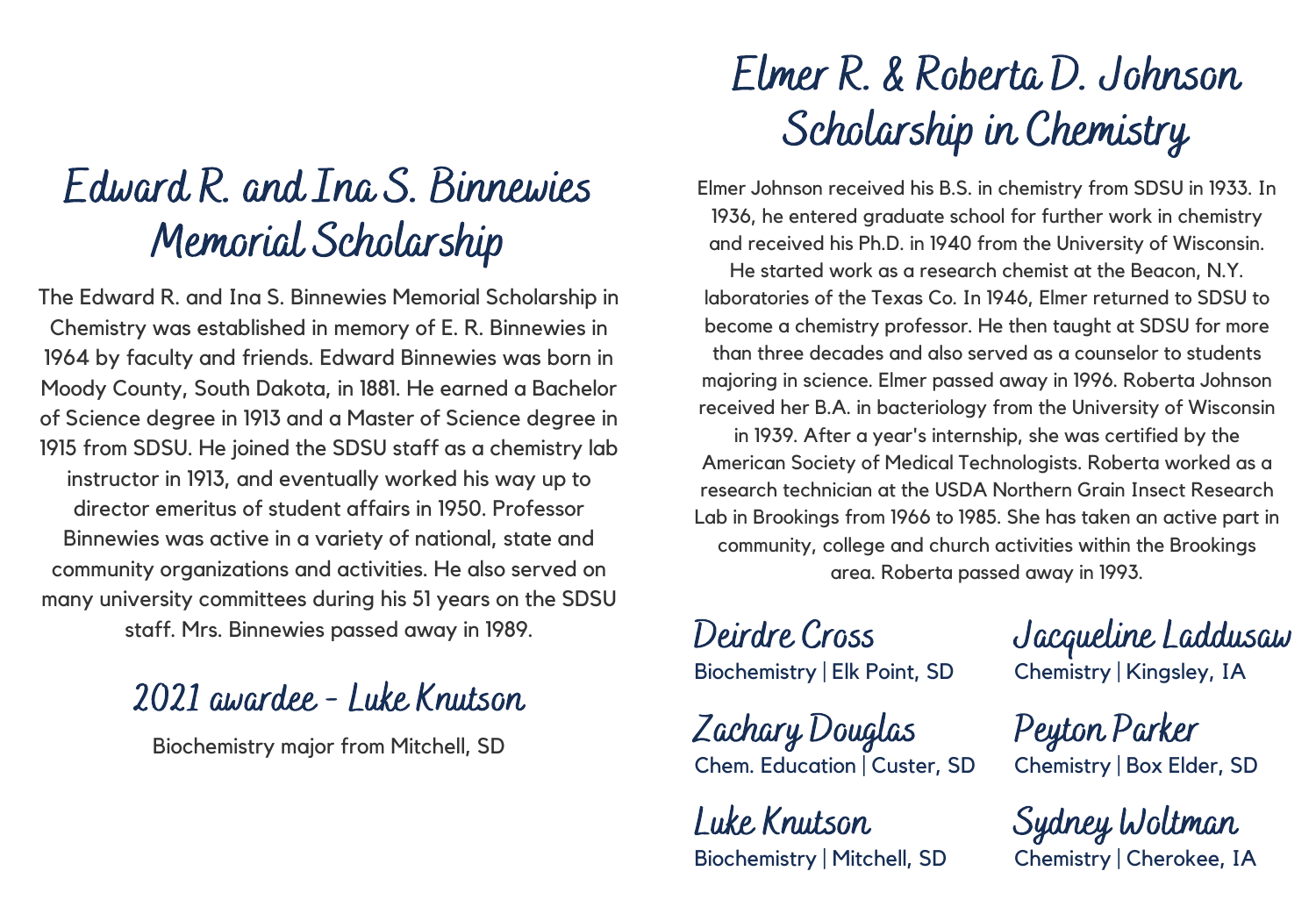# Edward R. and Ina S. Binnewies Memorial Scholarship

The Edward R. and Ina S. Binnewies Memorial Scholarship in Chemistry was established in memory of E. R. Binnewies in 1964 by faculty and friends. Edward Binnewies was born in Moody County, South Dakota, in 1881. He earned a Bachelor of Science degree in 1913 and a Master of Science degree in 1915 from SDSU. He joined the SDSU staff as a chemistry lab instructor in 1913, and eventually worked his way up to director emeritus of student affairs in 1950. Professor Binnewies was active in a variety of national, state and community organizations and activities. He also served on many university committees during his 51 years on the SDSU staff. Mrs. Binnewies passed away in 1989.

## 2021 awardee - Luke Knutson

Biochemistry major from Mitchell, SD

# Elmer R. & Roberta D. Johnson Scholarship in Chemistry

Elmer Johnson received his B.S. in chemistry from SDSU in 1933. In 1936, he entered graduate school for further work in chemistry and received his Ph.D. in 1940 from the University of Wisconsin. He started work as a research chemist at the Beacon, N.Y. laboratories of the Texas Co. In 1946, Elmer returned to SDSU to become a chemistry professor. He then taught at SDSU for more than three decades and also served as a counselor to students majoring in science. Elmer passed away in 1996. Roberta Johnson received her B.A. in bacteriology from the University of Wisconsin in 1939. After a year's internship, she was certified by the American Society of Medical Technologists. Roberta worked as a research technician at the USDA Northern Grain Insect Research Lab in Brookings from 1966 to 1985. She has taken an active part in community, college and church activities within the Brookings area. Roberta passed away in 1993.

### Deirdre Cross
Biochemistry | Elk Point, SD

### Zachary Douglas
Chem. Education | Custer, SD

### Luke Knutson
Biochemistry | Mitchell, SD

### Jacqueline Laddusaw
Chemistry | Kingsley, IA

### Peyton Parker
Chemistry | Box Elder, SD

### Sydney Woltman
Chemistry | Cherokee, IA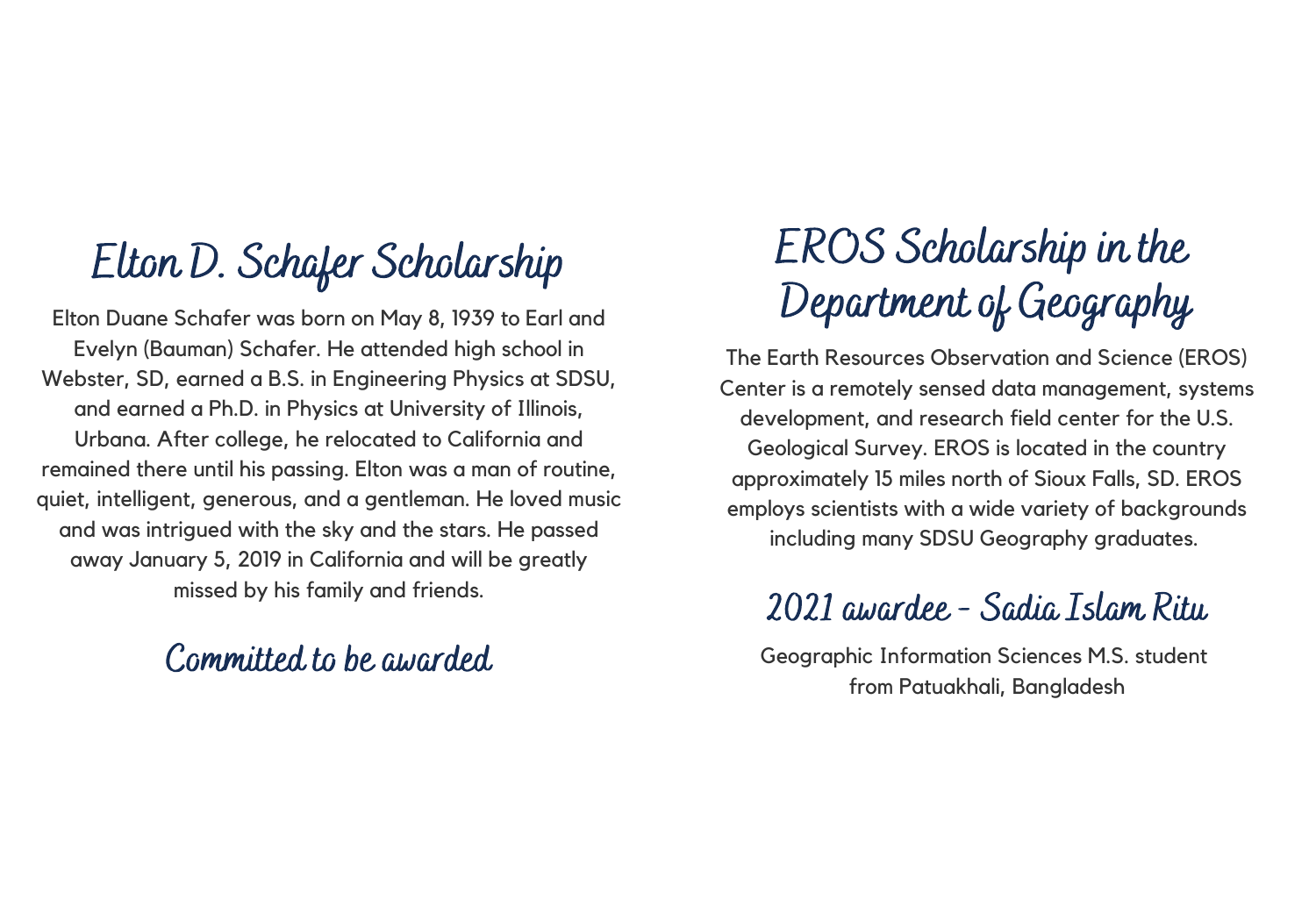## Elton D. Schafer Scholarship

Elton Duane Schafer was born on May 8, 1939 to Earl and Evelyn (Bauman) Schafer. He attended high school in Webster, SD, earned a B.S. in Engineering Physics at SDSU, and earned a Ph.D. in Physics at University of Illinois, Urbana. After college, he relocated to California and remained there until his passing. Elton was a man of routine, quiet, intelligent, generous, and a gentleman. He loved music and was intrigued with the sky and the stars. He passed away January 5, 2019 in California and will be greatly missed by his family and friends.

### Committed to be awarded

## EROS Scholarship in the Department of Geography

The Earth Resources Observation and Science (EROS) Center is a remotely sensed data management, systems development, and research field center for the U.S. Geological Survey. EROS is located in the country approximately 15 miles north of Sioux Falls, SD. EROS employs scientists with a wide variety of backgrounds including many SDSU Geography graduates.

### 2021 awardee - Sadia Islam Ritu

Geographic Information Sciences M.S. student from Patuakhali, Bangladesh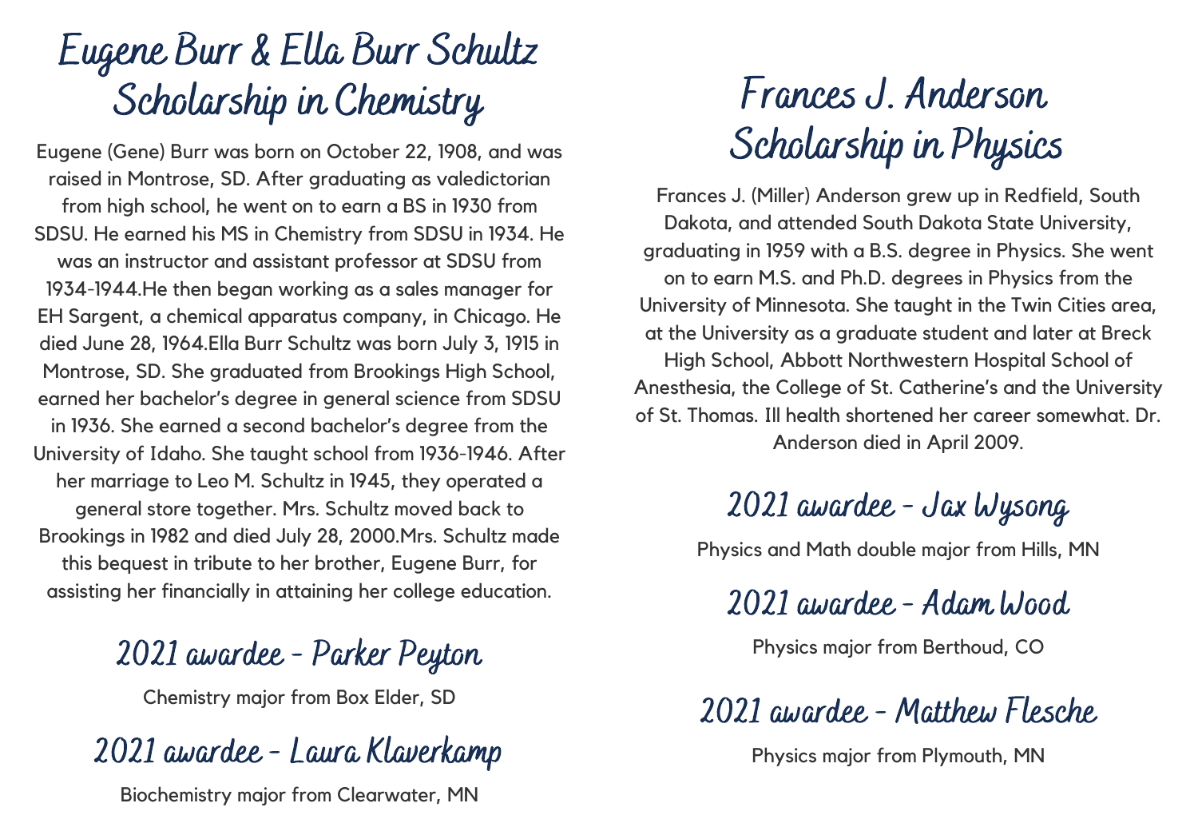# Eugene Burr & Ella Burr Schultz Scholarship in Chemistry

Eugene (Gene) Burr was born on October 22, 1908, and was raised in Montrose, SD. After graduating as valedictorian from high school, he went on to earn a BS in 1930 from SDSU. He earned his MS in Chemistry from SDSU in 1934. He was an instructor and assistant professor at SDSU from 1934-1944.He then began working as a sales manager for EH Sargent, a chemical apparatus company, in Chicago. He died June 28, 1964.Ella Burr Schultz was born July 3, 1915 in Montrose, SD. She graduated from Brookings High School, earned her bachelor's degree in general science from SDSU in 1936. She earned a second bachelor's degree from the University of Idaho. She taught school from 1936-1946. After her marriage to Leo M. Schultz in 1945, they operated a general store together. Mrs. Schultz moved back to Brookings in 1982 and died July 28, 2000.Mrs. Schultz made this bequest in tribute to her brother, Eugene Burr, for assisting her financially in attaining her college education.

## 2021 awardee - Parker Peyton

Chemistry major from Box Elder, SD

## 2021 awardee - Laura Klaverkamp

Biochemistry major from Clearwater, MN

# Frances J. Anderson Scholarship in Physics

Frances J. (Miller) Anderson grew up in Redfield, South Dakota, and attended South Dakota State University, graduating in 1959 with a B.S. degree in Physics. She went on to earn M.S. and Ph.D. degrees in Physics from the University of Minnesota. She taught in the Twin Cities area, at the University as a graduate student and later at Breck High School, Abbott Northwestern Hospital School of Anesthesia, the College of St. Catherine's and the University of St. Thomas. Ill health shortened her career somewhat. Dr. Anderson died in April 2009.

## 2021 awardee - Jax Wysong

Physics and Math double major from Hills, MN

## 2021 awardee - Adam Wood

Physics major from Berthoud, CO

## 2021 awardee - Matthew Flesche

Physics major from Plymouth, MN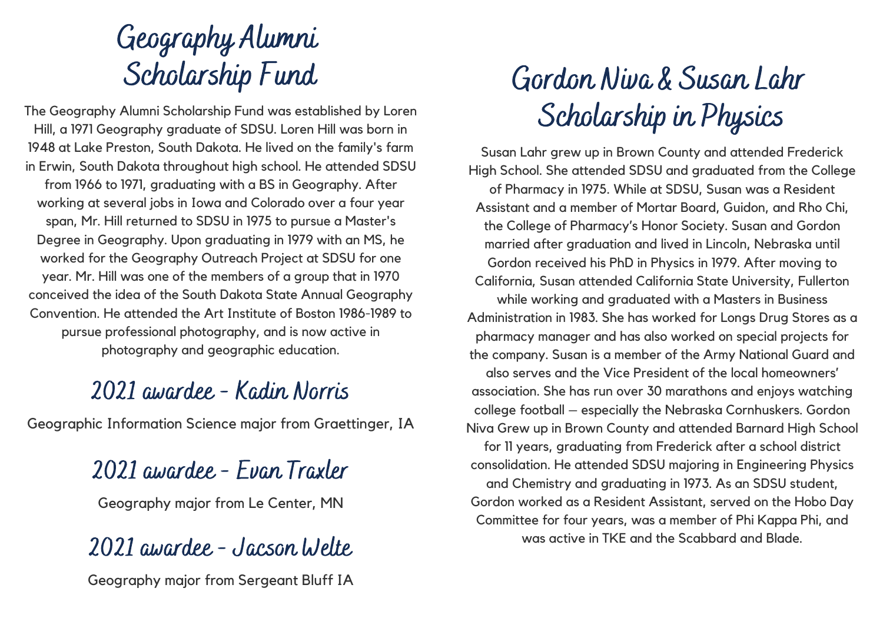# Geography Alumni Scholarship Fund

The Geography Alumni Scholarship Fund was established by Loren Hill, a 1971 Geography graduate of SDSU. Loren Hill was born in 1948 at Lake Preston, South Dakota. He lived on the family's farm in Erwin, South Dakota throughout high school. He attended SDSU from 1966 to 1971, graduating with a BS in Geography. After working at several jobs in Iowa and Colorado over a four year span, Mr. Hill returned to SDSU in 1975 to pursue a Master's Degree in Geography. Upon graduating in 1979 with an MS, he worked for the Geography Outreach Project at SDSU for one year. Mr. Hill was one of the members of a group that in 1970 conceived the idea of the South Dakota State Annual Geography Convention. He attended the Art Institute of Boston 1986-1989 to pursue professional photography, and is now active in photography and geographic education.

## 2021 awardee - Kadin Norris

Geographic Information Science major from Graettinger, IA

## 2021 awardee - Evan Traxler

Geography major from Le Center, MN

## 2021 awardee - Jacson Welte

Geography major from Sergeant Bluff IA

# Gordon Niva & Susan Lahr Scholarship in Physics

Susan Lahr grew up in Brown County and attended Frederick High School. She attended SDSU and graduated from the College of Pharmacy in 1975. While at SDSU, Susan was a Resident Assistant and a member of Mortar Board, Guidon, and Rho Chi, the College of Pharmacy's Honor Society. Susan and Gordon married after graduation and lived in Lincoln, Nebraska until Gordon received his PhD in Physics in 1979. After moving to California, Susan attended California State University, Fullerton while working and graduated with a Masters in Business Administration in 1983. She has worked for Longs Drug Stores as a pharmacy manager and has also worked on special projects for the company. Susan is a member of the Army National Guard and also serves and the Vice President of the local homeowners' association. She has run over 30 marathons and enjoys watching college football – especially the Nebraska Cornhuskers. Gordon Niva Grew up in Brown County and attended Barnard High School for 11 years, graduating from Frederick after a school district consolidation. He attended SDSU majoring in Engineering Physics and Chemistry and graduating in 1973. As an SDSU student, Gordon worked as a Resident Assistant, served on the Hobo Day Committee for four years, was a member of Phi Kappa Phi, and was active in TKE and the Scabbard and Blade.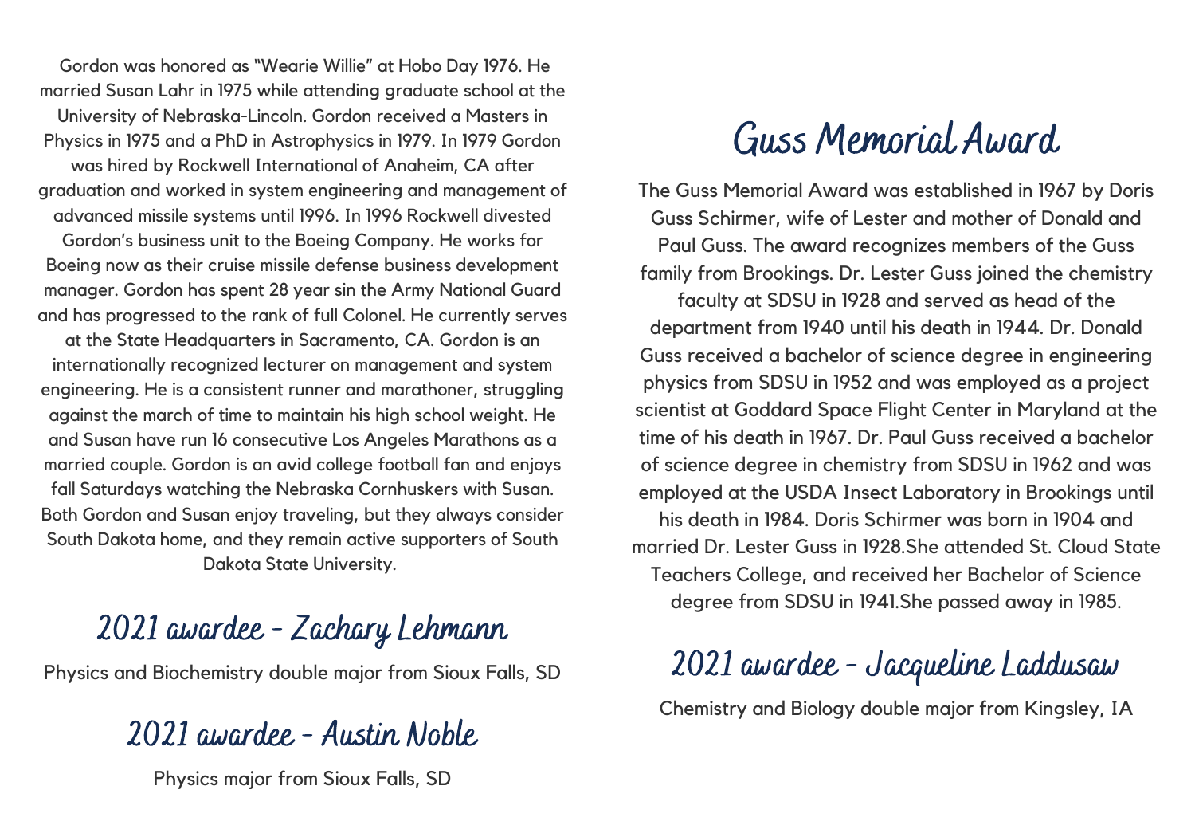Gordon was honored as "Wearie Willie" at Hobo Day 1976. He married Susan Lahr in 1975 while attending graduate school at the University of Nebraska-Lincoln. Gordon received a Masters in Physics in 1975 and a PhD in Astrophysics in 1979. In 1979 Gordon was hired by Rockwell International of Anaheim, CA after graduation and worked in system engineering and management of advanced missile systems until 1996. In 1996 Rockwell divested Gordon's business unit to the Boeing Company. He works for Boeing now as their cruise missile defense business development manager. Gordon has spent 28 year sin the Army National Guard and has progressed to the rank of full Colonel. He currently serves at the State Headquarters in Sacramento, CA. Gordon is an internationally recognized lecturer on management and system engineering. He is a consistent runner and marathoner, struggling against the march of time to maintain his high school weight. He and Susan have run 16 consecutive Los Angeles Marathons as a married couple. Gordon is an avid college football fan and enjoys fall Saturdays watching the Nebraska Cornhuskers with Susan. Both Gordon and Susan enjoy traveling, but they always consider South Dakota home, and they remain active supporters of South Dakota State University.

## 2021 awardee - Zachary Lehmann

Physics and Biochemistry double major from Sioux Falls, SD

## 2021 awardee - Austin Noble

Physics major from Sioux Falls, SD

# Guss Memorial Award

The Guss Memorial Award was established in 1967 by Doris Guss Schirmer, wife of Lester and mother of Donald and Paul Guss. The award recognizes members of the Guss family from Brookings. Dr. Lester Guss joined the chemistry faculty at SDSU in 1928 and served as head of the department from 1940 until his death in 1944. Dr. Donald Guss received a bachelor of science degree in engineering physics from SDSU in 1952 and was employed as a project scientist at Goddard Space Flight Center in Maryland at the time of his death in 1967. Dr. Paul Guss received a bachelor of science degree in chemistry from SDSU in 1962 and was employed at the USDA Insect Laboratory in Brookings until his death in 1984. Doris Schirmer was born in 1904 and married Dr. Lester Guss in 1928.She attended St. Cloud State Teachers College, and received her Bachelor of Science degree from SDSU in 1941.She passed away in 1985.

## 2021 awardee - Jacqueline Laddusaw

Chemistry and Biology double major from Kingsley, IA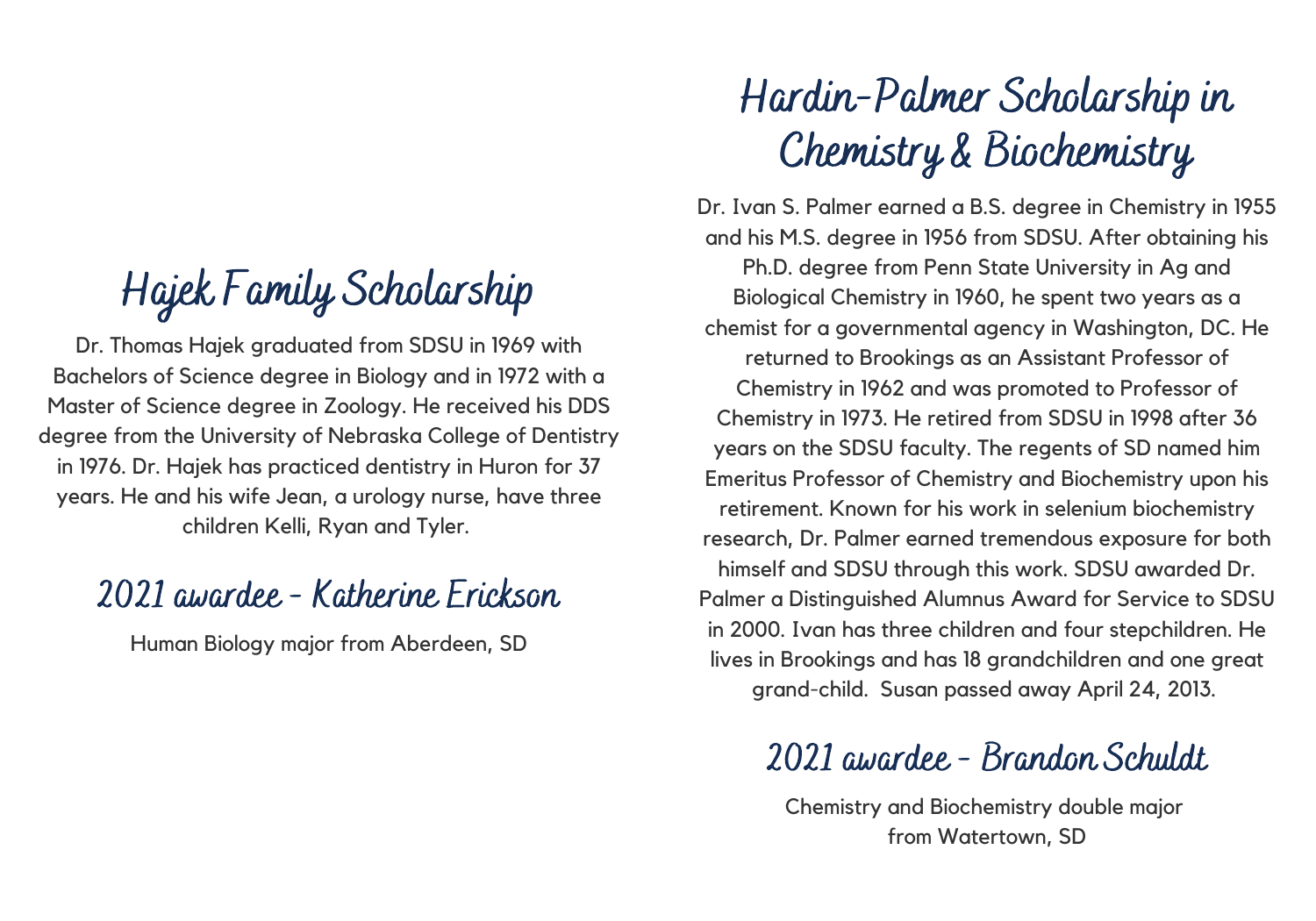# Hajek Family Scholarship

Dr. Thomas Hajek graduated from SDSU in 1969 with Bachelors of Science degree in Biology and in 1972 with a Master of Science degree in Zoology. He received his DDS degree from the University of Nebraska College of Dentistry in 1976. Dr. Hajek has practiced dentistry in Huron for 37 years. He and his wife Jean, a urology nurse, have three children Kelli, Ryan and Tyler.

## 2021 awardee - Katherine Erickson

Human Biology major from Aberdeen, SD

# Hardin-Palmer Scholarship in Chemistry & Biochemistry

Dr. Ivan S. Palmer earned a B.S. degree in Chemistry in 1955 and his M.S. degree in 1956 from SDSU. After obtaining his Ph.D. degree from Penn State University in Ag and Biological Chemistry in 1960, he spent two years as a chemist for a governmental agency in Washington, DC. He returned to Brookings as an Assistant Professor of Chemistry in 1962 and was promoted to Professor of Chemistry in 1973. He retired from SDSU in 1998 after 36 years on the SDSU faculty. The regents of SD named him Emeritus Professor of Chemistry and Biochemistry upon his retirement. Known for his work in selenium biochemistry research, Dr. Palmer earned tremendous exposure for both himself and SDSU through this work. SDSU awarded Dr. Palmer a Distinguished Alumnus Award for Service to SDSU in 2000. Ivan has three children and four stepchildren. He lives in Brookings and has 18 grandchildren and one great grand-child. Susan passed away April 24, 2013.

## 2021 awardee - Brandon Schuldt

Chemistry and Biochemistry double major from Watertown, SD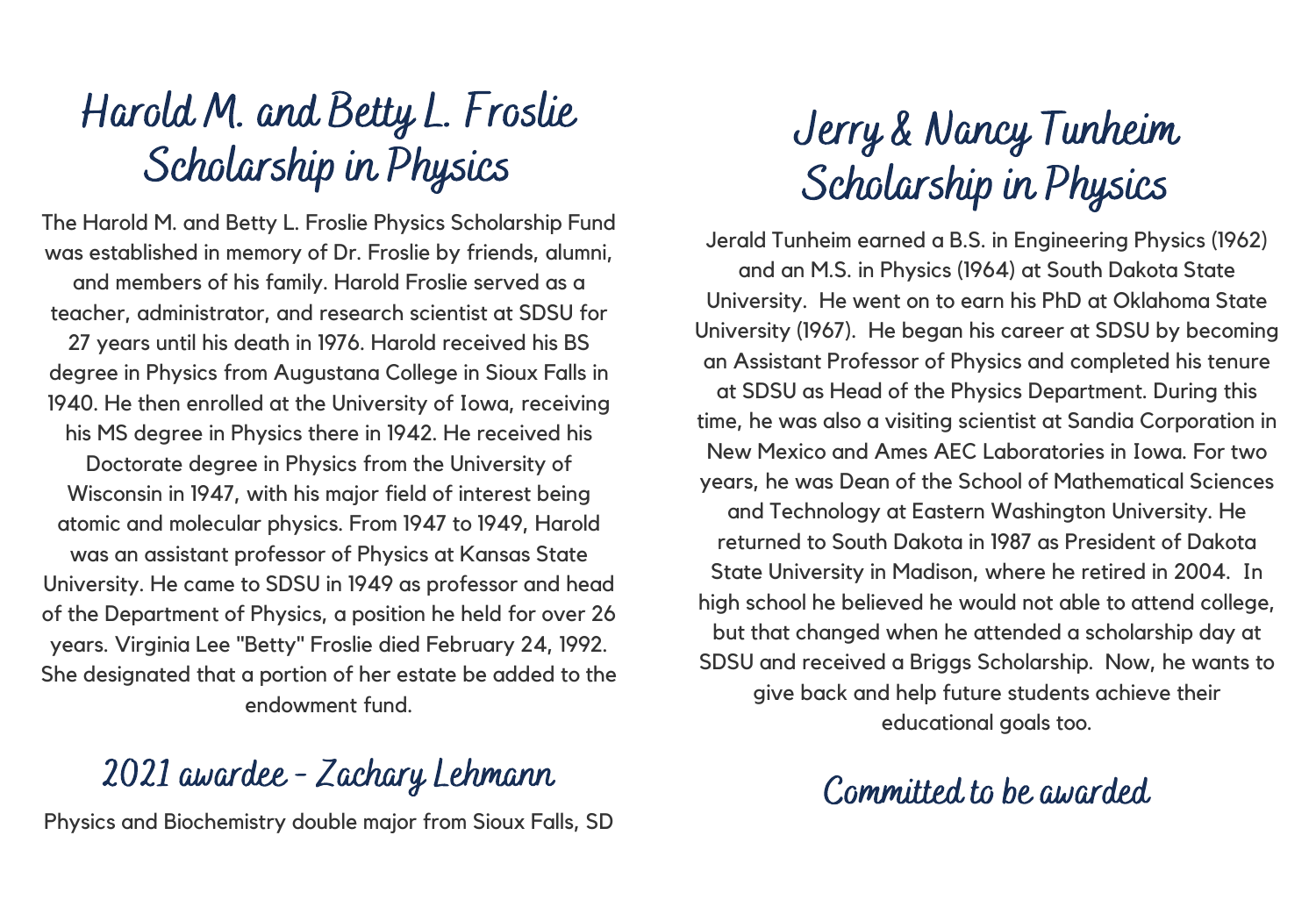# Harold M. and Betty L. Froslie Scholarship in Physics

The Harold M. and Betty L. Froslie Physics Scholarship Fund was established in memory of Dr. Froslie by friends, alumni, and members of his family. Harold Froslie served as a teacher, administrator, and research scientist at SDSU for 27 years until his death in 1976. Harold received his BS degree in Physics from Augustana College in Sioux Falls in 1940. He then enrolled at the University of Iowa, receiving his MS degree in Physics there in 1942. He received his Doctorate degree in Physics from the University of Wisconsin in 1947, with his major field of interest being atomic and molecular physics. From 1947 to 1949, Harold was an assistant professor of Physics at Kansas State University. He came to SDSU in 1949 as professor and head of the Department of Physics, a position he held for over 26 years. Virginia Lee "Betty" Froslie died February 24, 1992. She designated that a portion of her estate be added to the endowment fund.

## 2021 awardee - Zachary Lehmann

Physics and Biochemistry double major from Sioux Falls, SD

# Jerry & Nancy Tunheim Scholarship in Physics

Jerald Tunheim earned a B.S. in Engineering Physics (1962) and an M.S. in Physics (1964) at South Dakota State University. He went on to earn his PhD at Oklahoma State University (1967). He began his career at SDSU by becoming an Assistant Professor of Physics and completed his tenure at SDSU as Head of the Physics Department. During this time, he was also a visiting scientist at Sandia Corporation in New Mexico and Ames AEC Laboratories in Iowa. For two years, he was Dean of the School of Mathematical Sciences and Technology at Eastern Washington University. He returned to South Dakota in 1987 as President of Dakota State University in Madison, where he retired in 2004. In high school he believed he would not able to attend college, but that changed when he attended a scholarship day at SDSU and received a Briggs Scholarship. Now, he wants to give back and help future students achieve their educational goals too.

## Committed to be awarded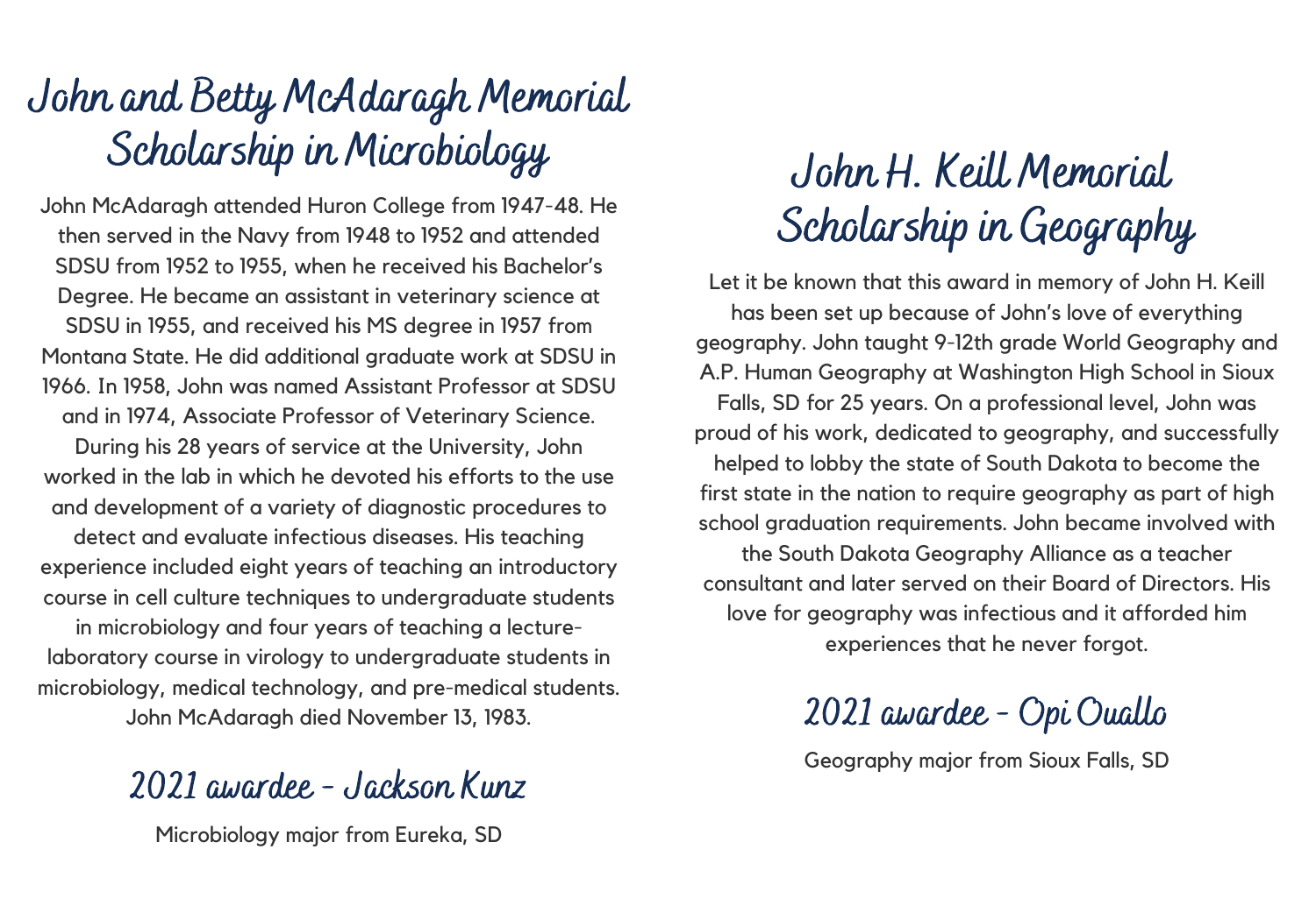## John and Betty McAdaragh Memorial Scholarship in Microbiology

John McAdaragh attended Huron College from 1947-48. He then served in the Navy from 1948 to 1952 and attended SDSU from 1952 to 1955, when he received his Bachelor's Degree. He became an assistant in veterinary science at SDSU in 1955, and received his MS degree in 1957 from Montana State. He did additional graduate work at SDSU in 1966. In 1958, John was named Assistant Professor at SDSU and in 1974, Associate Professor of Veterinary Science. During his 28 years of service at the University, John worked in the lab in which he devoted his efforts to the use and development of a variety of diagnostic procedures to detect and evaluate infectious diseases. His teaching experience included eight years of teaching an introductory course in cell culture techniques to undergraduate students in microbiology and four years of teaching a lecture-laboratory course in virology to undergraduate students in microbiology, medical technology, and pre-medical students. John McAdaragh died November 13, 1983.

### 2021 awardee - Jackson Kunz

Microbiology major from Eureka, SD

## John H. Keill Memorial Scholarship in Geography

Let it be known that this award in memory of John H. Keill has been set up because of John's love of everything geography. John taught 9-12th grade World Geography and A.P. Human Geography at Washington High School in Sioux Falls, SD for 25 years. On a professional level, John was proud of his work, dedicated to geography, and successfully helped to lobby the state of South Dakota to become the first state in the nation to require geography as part of high school graduation requirements. John became involved with the South Dakota Geography Alliance as a teacher consultant and later served on their Board of Directors. His love for geography was infectious and it afforded him experiences that he never forgot.

### 2021 awardee - Opi Ouallo

Geography major from Sioux Falls, SD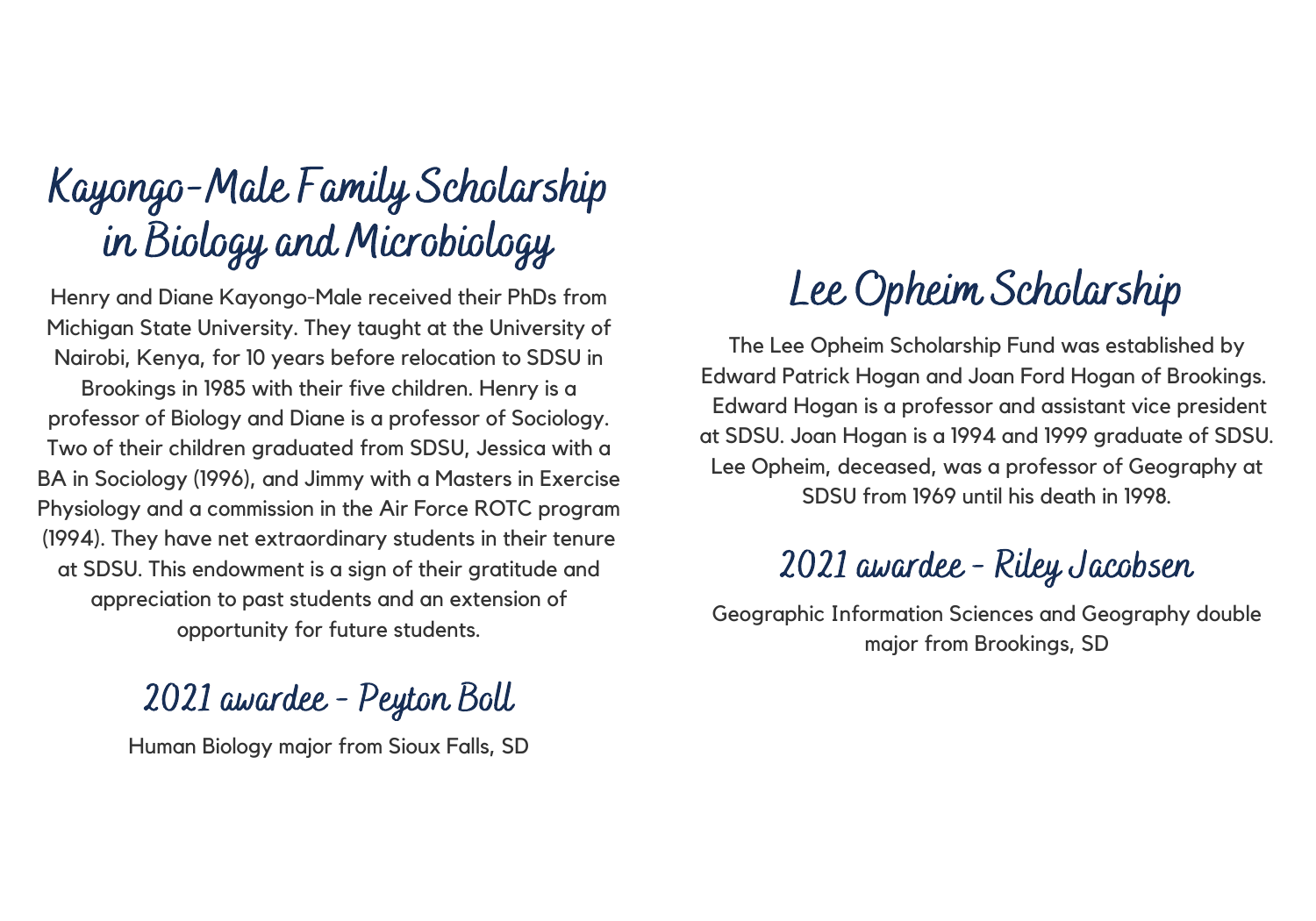## Kayongo-Male Family Scholarship in Biology and Microbiology

Henry and Diane Kayongo-Male received their PhDs from Michigan State University. They taught at the University of Nairobi, Kenya, for 10 years before relocation to SDSU in Brookings in 1985 with their five children. Henry is a professor of Biology and Diane is a professor of Sociology. Two of their children graduated from SDSU, Jessica with a BA in Sociology (1996), and Jimmy with a Masters in Exercise Physiology and a commission in the Air Force ROTC program (1994). They have net extraordinary students in their tenure at SDSU. This endowment is a sign of their gratitude and appreciation to past students and an extension of opportunity for future students.

### 2021 awardee - Peyton Boll

Human Biology major from Sioux Falls, SD

## Lee Opheim Scholarship

The Lee Opheim Scholarship Fund was established by Edward Patrick Hogan and Joan Ford Hogan of Brookings. Edward Hogan is a professor and assistant vice president at SDSU. Joan Hogan is a 1994 and 1999 graduate of SDSU. Lee Opheim, deceased, was a professor of Geography at SDSU from 1969 until his death in 1998.

### 2021 awardee - Riley Jacobsen

Geographic Information Sciences and Geography double major from Brookings, SD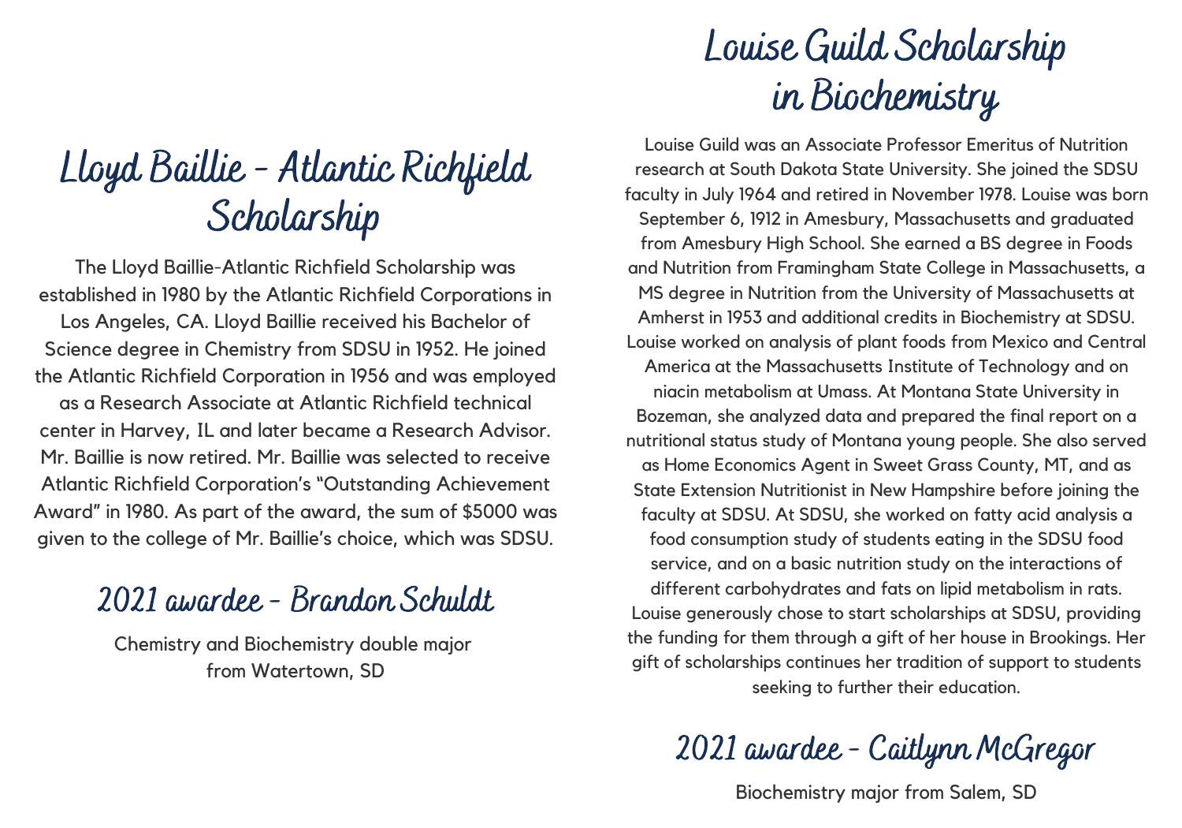## Lloyd Baillie - Atlantic Richfield Scholarship

The Lloyd Baillie-Atlantic Richfield Scholarship was established in 1980 by the Atlantic Richfield Corporations in Los Angeles, CA. Lloyd Baillie received his Bachelor of Science degree in Chemistry from SDSU in 1952. He joined the Atlantic Richfield Corporation in 1956 and was employed as a Research Associate at Atlantic Richfield technical center in Harvey, IL and later became a Research Advisor. Mr. Baillie is now retired. Mr. Baillie was selected to receive Atlantic Richfield Corporation's "Outstanding Achievement Award" in 1980. As part of the award, the sum of $5000 was given to the college of Mr. Baillie's choice, which was SDSU.

### 2021 awardee - Brandon Schuldt

Chemistry and Biochemistry double major from Watertown, SD

## Louise Guild Scholarship in Biochemistry

Louise Guild was an Associate Professor Emeritus of Nutrition research at South Dakota State University. She joined the SDSU faculty in July 1964 and retired in November 1978. Louise was born September 6, 1912 in Amesbury, Massachusetts and graduated from Amesbury High School. She earned a BS degree in Foods and Nutrition from Framingham State College in Massachusetts, a MS degree in Nutrition from the University of Massachusetts at Amherst in 1953 and additional credits in Biochemistry at SDSU. Louise worked on analysis of plant foods from Mexico and Central America at the Massachusetts Institute of Technology and on niacin metabolism at Umass. At Montana State University in Bozeman, she analyzed data and prepared the final report on a nutritional status study of Montana young people. She also served as Home Economics Agent in Sweet Grass County, MT, and as State Extension Nutritionist in New Hampshire before joining the faculty at SDSU. At SDSU, she worked on fatty acid analysis a food consumption study of students eating in the SDSU food service, and on a basic nutrition study on the interactions of different carbohydrates and fats on lipid metabolism in rats. Louise generously chose to start scholarships at SDSU, providing the funding for them through a gift of her house in Brookings. Her gift of scholarships continues her tradition of support to students seeking to further their education.

### 2021 awardee - Caitlynn McGregor

Biochemistry major from Salem, SD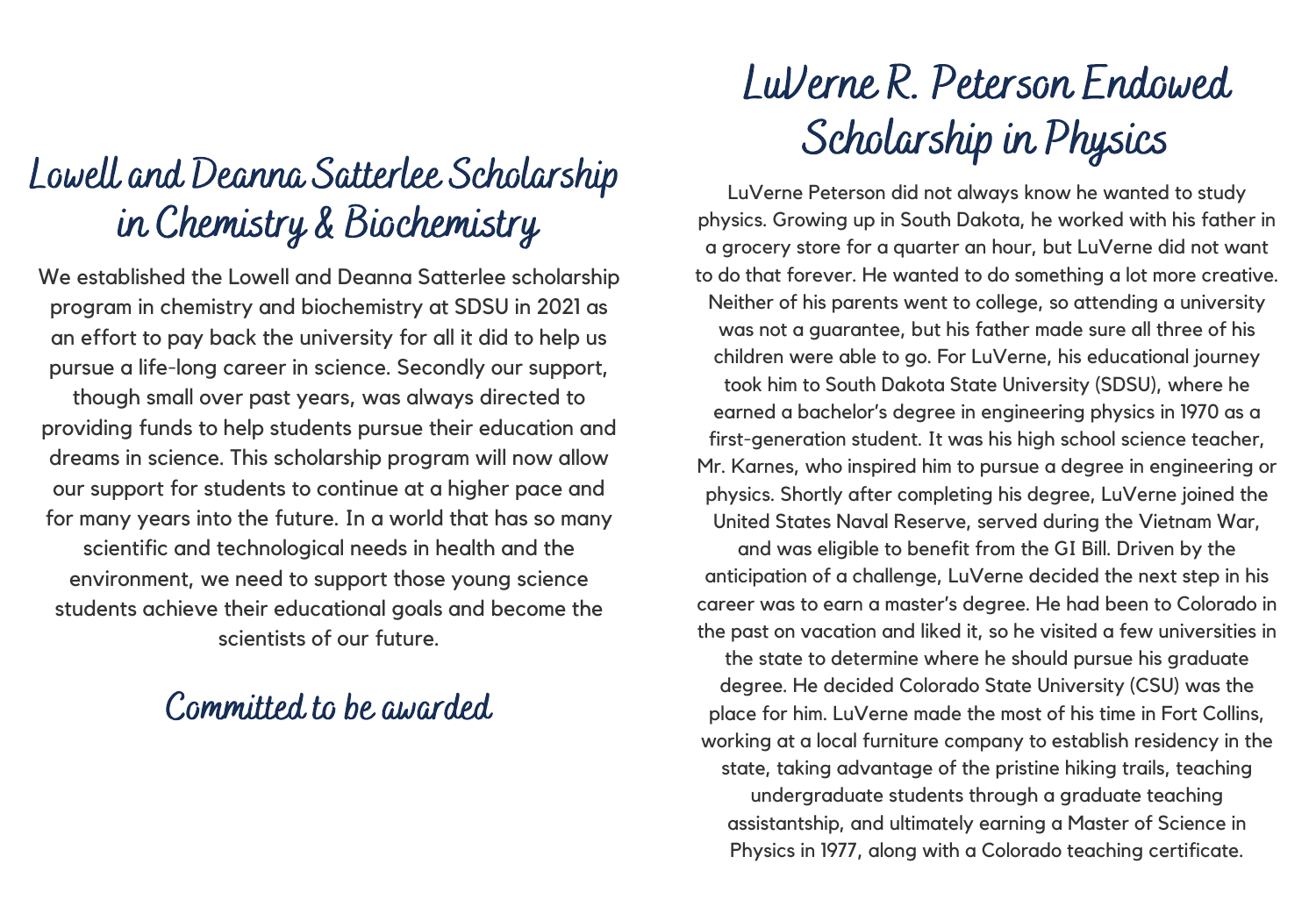## Lowell and Deanna Satterlee Scholarship in Chemistry & Biochemistry

We established the Lowell and Deanna Satterlee scholarship program in chemistry and biochemistry at SDSU in 2021 as an effort to pay back the university for all it did to help us pursue a life-long career in science. Secondly our support, though small over past years, was always directed to providing funds to help students pursue their education and dreams in science. This scholarship program will now allow our support for students to continue at a higher pace and for many years into the future. In a world that has so many scientific and technological needs in health and the environment, we need to support those young science students achieve their educational goals and become the scientists of our future.

### Committed to be awarded

## LuVerne R. Peterson Endowed Scholarship in Physics

LuVerne Peterson did not always know he wanted to study physics. Growing up in South Dakota, he worked with his father in a grocery store for a quarter an hour, but LuVerne did not want to do that forever. He wanted to do something a lot more creative. Neither of his parents went to college, so attending a university was not a guarantee, but his father made sure all three of his children were able to go. For LuVerne, his educational journey took him to South Dakota State University (SDSU), where he earned a bachelor's degree in engineering physics in 1970 as a first-generation student. It was his high school science teacher, Mr. Karnes, who inspired him to pursue a degree in engineering or physics. Shortly after completing his degree, LuVerne joined the United States Naval Reserve, served during the Vietnam War, and was eligible to benefit from the GI Bill. Driven by the anticipation of a challenge, LuVerne decided the next step in his career was to earn a master's degree. He had been to Colorado in the past on vacation and liked it, so he visited a few universities in the state to determine where he should pursue his graduate degree. He decided Colorado State University (CSU) was the place for him. LuVerne made the most of his time in Fort Collins, working at a local furniture company to establish residency in the state, taking advantage of the pristine hiking trails, teaching undergraduate students through a graduate teaching assistantship, and ultimately earning a Master of Science in Physics in 1977, along with a Colorado teaching certificate.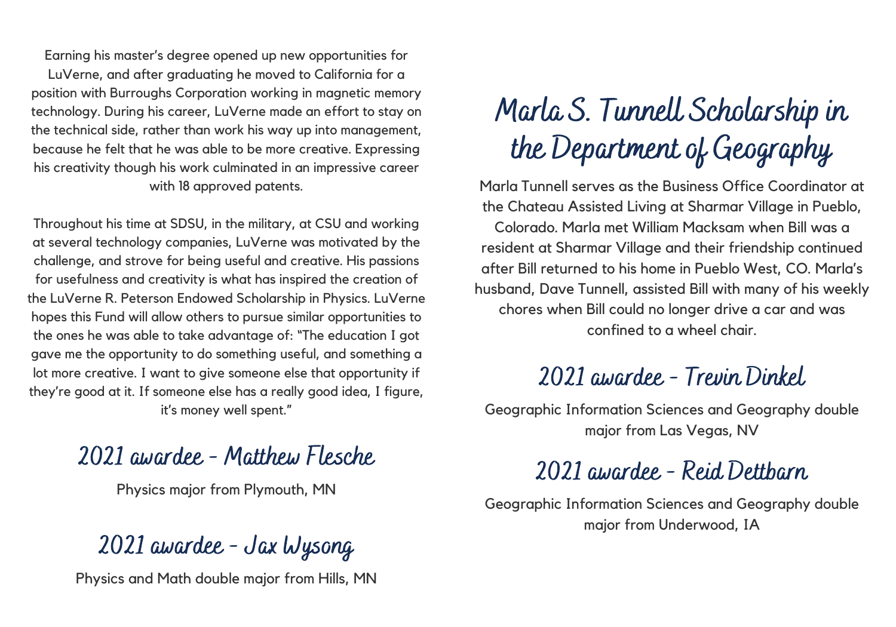Earning his master's degree opened up new opportunities for LuVerne, and after graduating he moved to California for a position with Burroughs Corporation working in magnetic memory technology. During his career, LuVerne made an effort to stay on the technical side, rather than work his way up into management, because he felt that he was able to be more creative. Expressing his creativity though his work culminated in an impressive career with 18 approved patents.

Throughout his time at SDSU, in the military, at CSU and working at several technology companies, LuVerne was motivated by the challenge, and strove for being useful and creative. His passions for usefulness and creativity is what has inspired the creation of the LuVerne R. Peterson Endowed Scholarship in Physics. LuVerne hopes this Fund will allow others to pursue similar opportunities to the ones he was able to take advantage of: "The education I got gave me the opportunity to do something useful, and something a lot more creative. I want to give someone else that opportunity if they're good at it. If someone else has a really good idea, I figure, it's money well spent."

## 2021 awardee - Matthew Flesche

Physics major from Plymouth, MN

## 2021 awardee - Jax Wysong

Physics and Math double major from Hills, MN

# Marla S. Tunnell Scholarship in the Department of Geography

Marla Tunnell serves as the Business Office Coordinator at the Chateau Assisted Living at Sharmar Village in Pueblo, Colorado. Marla met William Macksam when Bill was a resident at Sharmar Village and their friendship continued after Bill returned to his home in Pueblo West, CO. Marla's husband, Dave Tunnell, assisted Bill with many of his weekly chores when Bill could no longer drive a car and was confined to a wheel chair.

## 2021 awardee - Trevin Dinkel

Geographic Information Sciences and Geography double major from Las Vegas, NV

## 2021 awardee - Reid Dettbarn

Geographic Information Sciences and Geography double major from Underwood, IA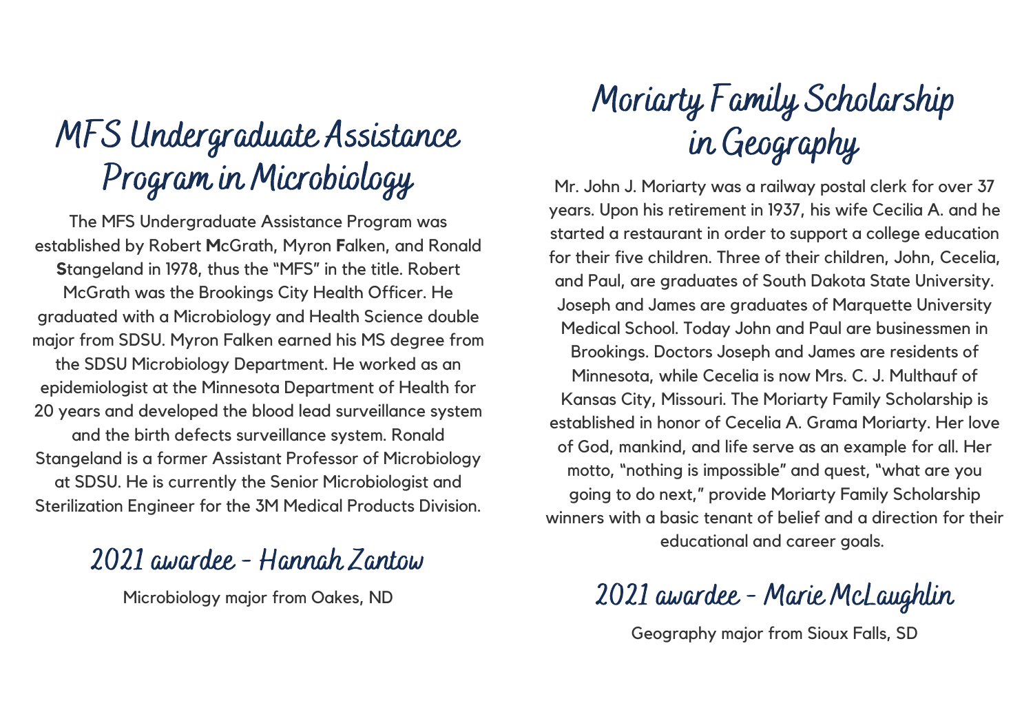## MFS Undergraduate Assistance Program in Microbiology

The MFS Undergraduate Assistance Program was established by Robert **M**cGrath, Myron **F**alken, and Ronald **S**tangeland in 1978, thus the "MFS" in the title. Robert McGrath was the Brookings City Health Officer. He graduated with a Microbiology and Health Science double major from SDSU. Myron Falken earned his MS degree from the SDSU Microbiology Department. He worked as an epidemiologist at the Minnesota Department of Health for 20 years and developed the blood lead surveillance system and the birth defects surveillance system. Ronald Stangeland is a former Assistant Professor of Microbiology at SDSU. He is currently the Senior Microbiologist and Sterilization Engineer for the 3M Medical Products Division.

### 2021 awardee - Hannah Zantow

Microbiology major from Oakes, ND

## Moriarty Family Scholarship in Geography

Mr. John J. Moriarty was a railway postal clerk for over 37 years. Upon his retirement in 1937, his wife Cecilia A. and he started a restaurant in order to support a college education for their five children. Three of their children, John, Cecelia, and Paul, are graduates of South Dakota State University. Joseph and James are graduates of Marquette University Medical School. Today John and Paul are businessmen in Brookings. Doctors Joseph and James are residents of Minnesota, while Cecelia is now Mrs. C. J. Multhauf of Kansas City, Missouri. The Moriarty Family Scholarship is established in honor of Cecelia A. Grama Moriarty. Her love of God, mankind, and life serve as an example for all. Her motto, "nothing is impossible" and quest, "what are you going to do next," provide Moriarty Family Scholarship winners with a basic tenant of belief and a direction for their educational and career goals.

### 2021 awardee - Marie McLaughlin

Geography major from Sioux Falls, SD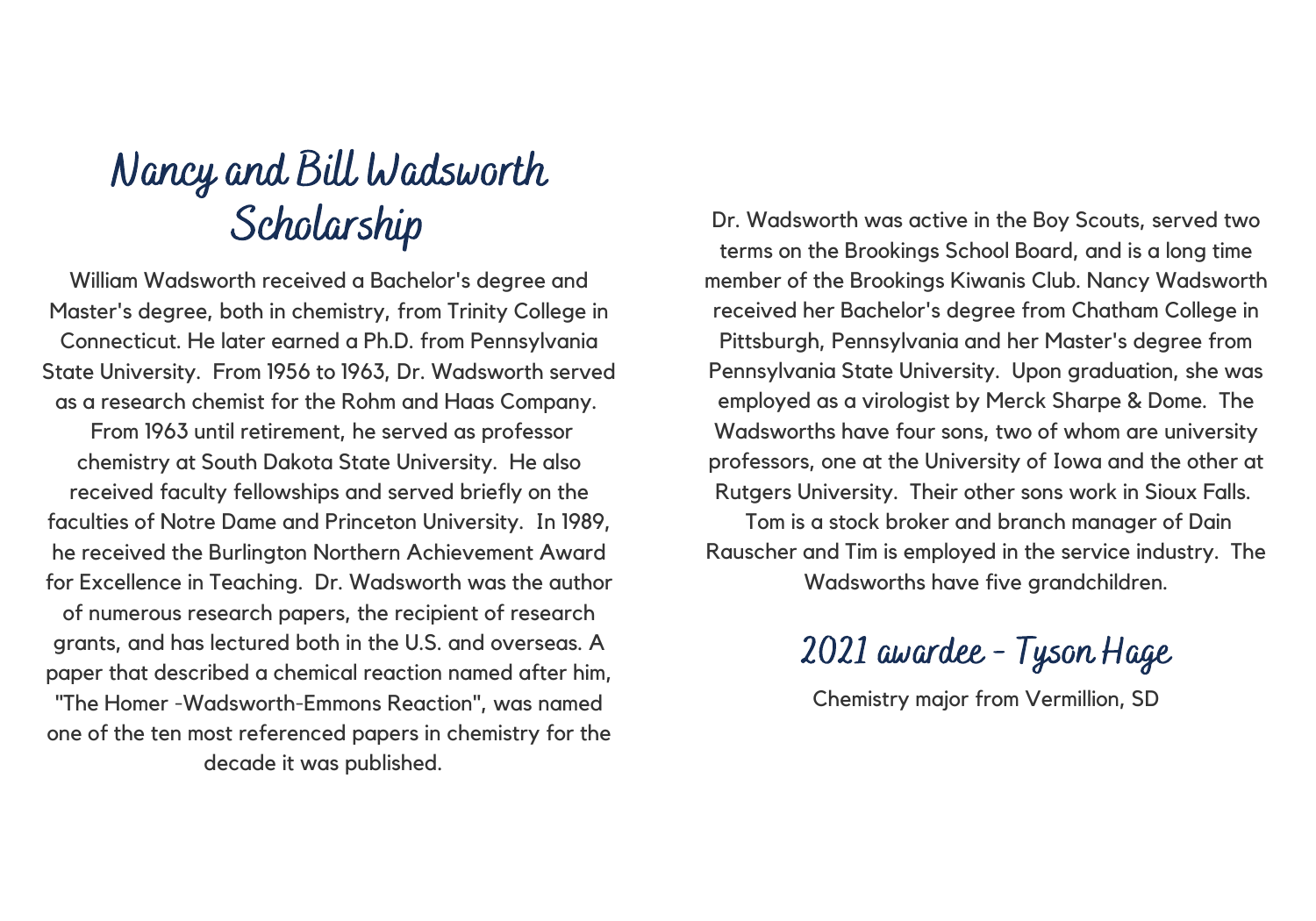# Nancy and Bill Wadsworth Scholarship

William Wadsworth received a Bachelor's degree and Master's degree, both in chemistry, from Trinity College in Connecticut. He later earned a Ph.D. from Pennsylvania State University. From 1956 to 1963, Dr. Wadsworth served as a research chemist for the Rohm and Haas Company. From 1963 until retirement, he served as professor chemistry at South Dakota State University. He also received faculty fellowships and served briefly on the faculties of Notre Dame and Princeton University. In 1989, he received the Burlington Northern Achievement Award for Excellence in Teaching. Dr. Wadsworth was the author of numerous research papers, the recipient of research grants, and has lectured both in the U.S. and overseas. A paper that described a chemical reaction named after him, "The Homer -Wadsworth-Emmons Reaction", was named one of the ten most referenced papers in chemistry for the decade it was published.

Dr. Wadsworth was active in the Boy Scouts, served two terms on the Brookings School Board, and is a long time member of the Brookings Kiwanis Club. Nancy Wadsworth received her Bachelor's degree from Chatham College in Pittsburgh, Pennsylvania and her Master's degree from Pennsylvania State University. Upon graduation, she was employed as a virologist by Merck Sharpe & Dome. The Wadsworths have four sons, two of whom are university professors, one at the University of Iowa and the other at Rutgers University. Their other sons work in Sioux Falls. Tom is a stock broker and branch manager of Dain Rauscher and Tim is employed in the service industry. The Wadsworths have five grandchildren.

## 2021 awardee - Tyson Hage

Chemistry major from Vermillion, SD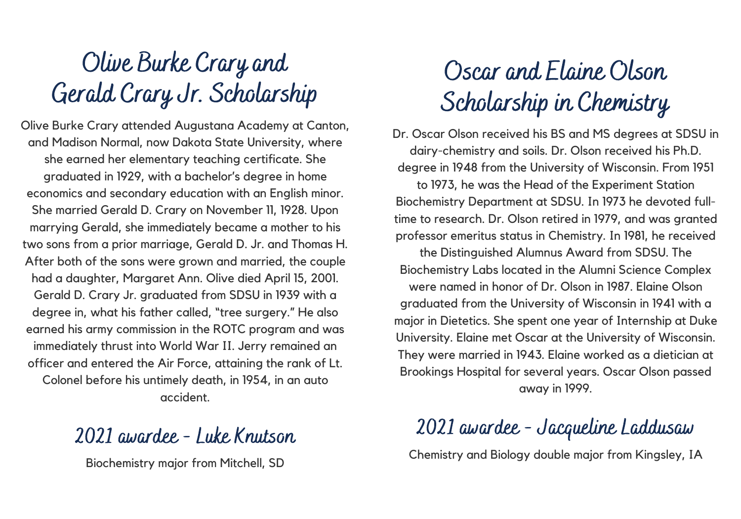# Olive Burke Crary and Gerald Crary Jr. Scholarship

Olive Burke Crary attended Augustana Academy at Canton, and Madison Normal, now Dakota State University, where she earned her elementary teaching certificate. She graduated in 1929, with a bachelor's degree in home economics and secondary education with an English minor. She married Gerald D. Crary on November 11, 1928. Upon marrying Gerald, she immediately became a mother to his two sons from a prior marriage, Gerald D. Jr. and Thomas H. After both of the sons were grown and married, the couple had a daughter, Margaret Ann. Olive died April 15, 2001. Gerald D. Crary Jr. graduated from SDSU in 1939 with a degree in, what his father called, "tree surgery." He also earned his army commission in the ROTC program and was immediately thrust into World War II. Jerry remained an officer and entered the Air Force, attaining the rank of Lt. Colonel before his untimely death, in 1954, in an auto accident.

## 2021 awardee - Luke Knutson

Biochemistry major from Mitchell, SD

# Oscar and Elaine Olson Scholarship in Chemistry

Dr. Oscar Olson received his BS and MS degrees at SDSU in dairy-chemistry and soils. Dr. Olson received his Ph.D. degree in 1948 from the University of Wisconsin. From 1951 to 1973, he was the Head of the Experiment Station Biochemistry Department at SDSU. In 1973 he devoted full-time to research. Dr. Olson retired in 1979, and was granted professor emeritus status in Chemistry. In 1981, he received the Distinguished Alumnus Award from SDSU. The Biochemistry Labs located in the Alumni Science Complex were named in honor of Dr. Olson in 1987. Elaine Olson graduated from the University of Wisconsin in 1941 with a major in Dietetics. She spent one year of Internship at Duke University. Elaine met Oscar at the University of Wisconsin. They were married in 1943. Elaine worked as a dietician at Brookings Hospital for several years. Oscar Olson passed away in 1999.

## 2021 awardee - Jacqueline Laddusaw

Chemistry and Biology double major from Kingsley, IA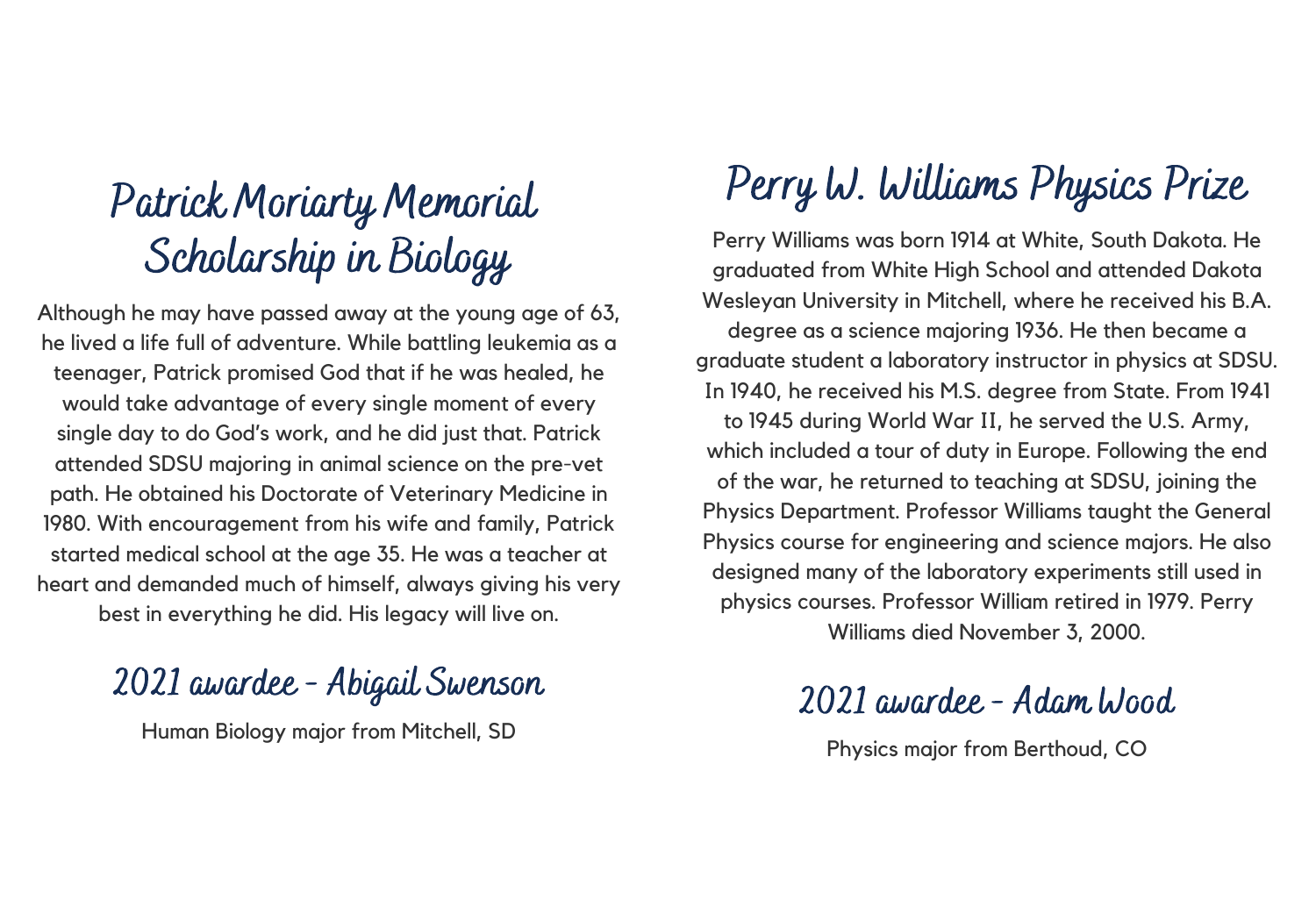# Patrick Moriarty Memorial Scholarship in Biology

Although he may have passed away at the young age of 63, he lived a life full of adventure. While battling leukemia as a teenager, Patrick promised God that if he was healed, he would take advantage of every single moment of every single day to do God's work, and he did just that. Patrick attended SDSU majoring in animal science on the pre-vet path. He obtained his Doctorate of Veterinary Medicine in 1980. With encouragement from his wife and family, Patrick started medical school at the age 35. He was a teacher at heart and demanded much of himself, always giving his very best in everything he did. His legacy will live on.

## 2021 awardee - Abigail Swenson

Human Biology major from Mitchell, SD

# Perry W. Williams Physics Prize

Perry Williams was born 1914 at White, South Dakota. He graduated from White High School and attended Dakota Wesleyan University in Mitchell, where he received his B.A. degree as a science majoring 1936. He then became a graduate student a laboratory instructor in physics at SDSU. In 1940, he received his M.S. degree from State. From 1941 to 1945 during World War II, he served the U.S. Army, which included a tour of duty in Europe. Following the end of the war, he returned to teaching at SDSU, joining the Physics Department. Professor Williams taught the General Physics course for engineering and science majors. He also designed many of the laboratory experiments still used in physics courses. Professor William retired in 1979. Perry Williams died November 3, 2000.

## 2021 awardee - Adam Wood

Physics major from Berthoud, CO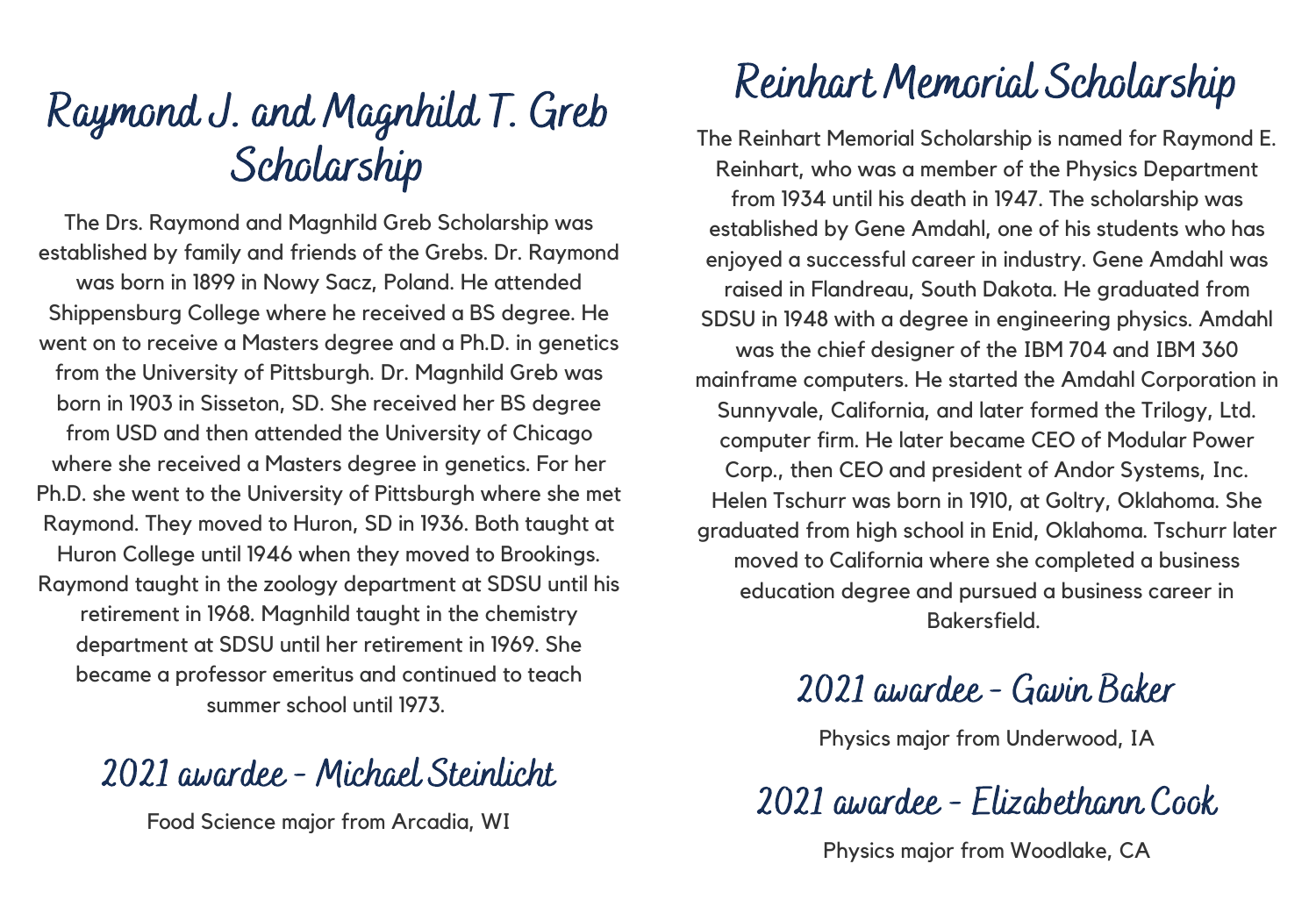# Raymond J. and Magnhild T. Greb Scholarship

The Drs. Raymond and Magnhild Greb Scholarship was established by family and friends of the Grebs. Dr. Raymond was born in 1899 in Nowy Sacz, Poland. He attended Shippensburg College where he received a BS degree. He went on to receive a Masters degree and a Ph.D. in genetics from the University of Pittsburgh. Dr. Magnhild Greb was born in 1903 in Sisseton, SD. She received her BS degree from USD and then attended the University of Chicago where she received a Masters degree in genetics. For her Ph.D. she went to the University of Pittsburgh where she met Raymond. They moved to Huron, SD in 1936. Both taught at Huron College until 1946 when they moved to Brookings. Raymond taught in the zoology department at SDSU until his retirement in 1968. Magnhild taught in the chemistry department at SDSU until her retirement in 1969. She became a professor emeritus and continued to teach summer school until 1973.

## 2021 awardee - Michael Steinlicht

Food Science major from Arcadia, WI

# Reinhart Memorial Scholarship

The Reinhart Memorial Scholarship is named for Raymond E. Reinhart, who was a member of the Physics Department from 1934 until his death in 1947. The scholarship was established by Gene Amdahl, one of his students who has enjoyed a successful career in industry. Gene Amdahl was raised in Flandreau, South Dakota. He graduated from SDSU in 1948 with a degree in engineering physics. Amdahl was the chief designer of the IBM 704 and IBM 360 mainframe computers. He started the Amdahl Corporation in Sunnyvale, California, and later formed the Trilogy, Ltd. computer firm. He later became CEO of Modular Power Corp., then CEO and president of Andor Systems, Inc. Helen Tschurr was born in 1910, at Goltry, Oklahoma. She graduated from high school in Enid, Oklahoma. Tschurr later moved to California where she completed a business education degree and pursued a business career in Bakersfield.

## 2021 awardee - Gavin Baker

Physics major from Underwood, IA

## 2021 awardee - Elizabethann Cook

Physics major from Woodlake, CA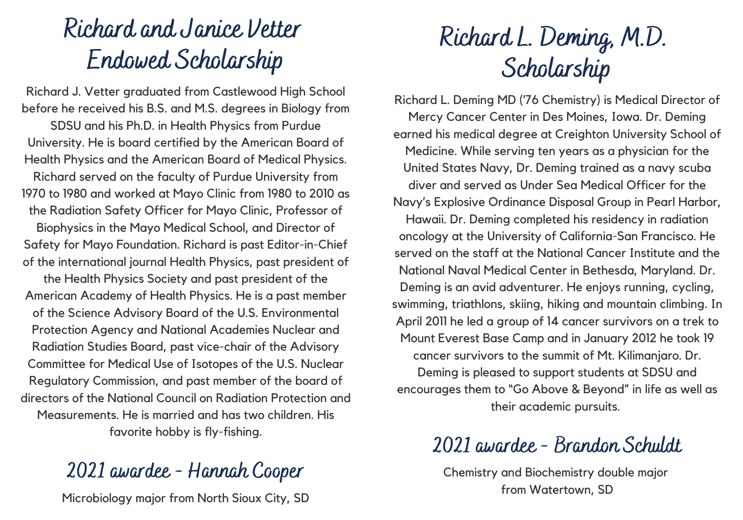## Richard and Janice Vetter Endowed Scholarship

Richard J. Vetter graduated from Castlewood High School before he received his B.S. and M.S. degrees in Biology from SDSU and his Ph.D. in Health Physics from Purdue University. He is board certified by the American Board of Health Physics and the American Board of Medical Physics. Richard served on the faculty of Purdue University from 1970 to 1980 and worked at Mayo Clinic from 1980 to 2010 as the Radiation Safety Officer for Mayo Clinic, Professor of Biophysics in the Mayo Medical School, and Director of Safety for Mayo Foundation. Richard is past Editor-in-Chief of the international journal Health Physics, past president of the Health Physics Society and past president of the American Academy of Health Physics. He is a past member of the Science Advisory Board of the U.S. Environmental Protection Agency and National Academies Nuclear and Radiation Studies Board, past vice-chair of the Advisory Committee for Medical Use of Isotopes of the U.S. Nuclear Regulatory Commission, and past member of the board of directors of the National Council on Radiation Protection and Measurements. He is married and has two children. His favorite hobby is fly-fishing.

### 2021 awardee - Hannah Cooper

Microbiology major from North Sioux City, SD

## Richard L. Deming, M.D. Scholarship

Richard L. Deming MD ('76 Chemistry) is Medical Director of Mercy Cancer Center in Des Moines, Iowa. Dr. Deming earned his medical degree at Creighton University School of Medicine. While serving ten years as a physician for the United States Navy, Dr. Deming trained as a navy scuba diver and served as Under Sea Medical Officer for the Navy's Explosive Ordinance Disposal Group in Pearl Harbor, Hawaii. Dr. Deming completed his residency in radiation oncology at the University of California-San Francisco. He served on the staff at the National Cancer Institute and the National Naval Medical Center in Bethesda, Maryland. Dr. Deming is an avid adventurer. He enjoys running, cycling, swimming, triathlons, skiing, hiking and mountain climbing. In April 2011 he led a group of 14 cancer survivors on a trek to Mount Everest Base Camp and in January 2012 he took 19 cancer survivors to the summit of Mt. Kilimanjaro. Dr. Deming is pleased to support students at SDSU and encourages them to "Go Above & Beyond" in life as well as their academic pursuits.

### 2021 awardee - Brandon Schuldt

Chemistry and Biochemistry double major from Watertown, SD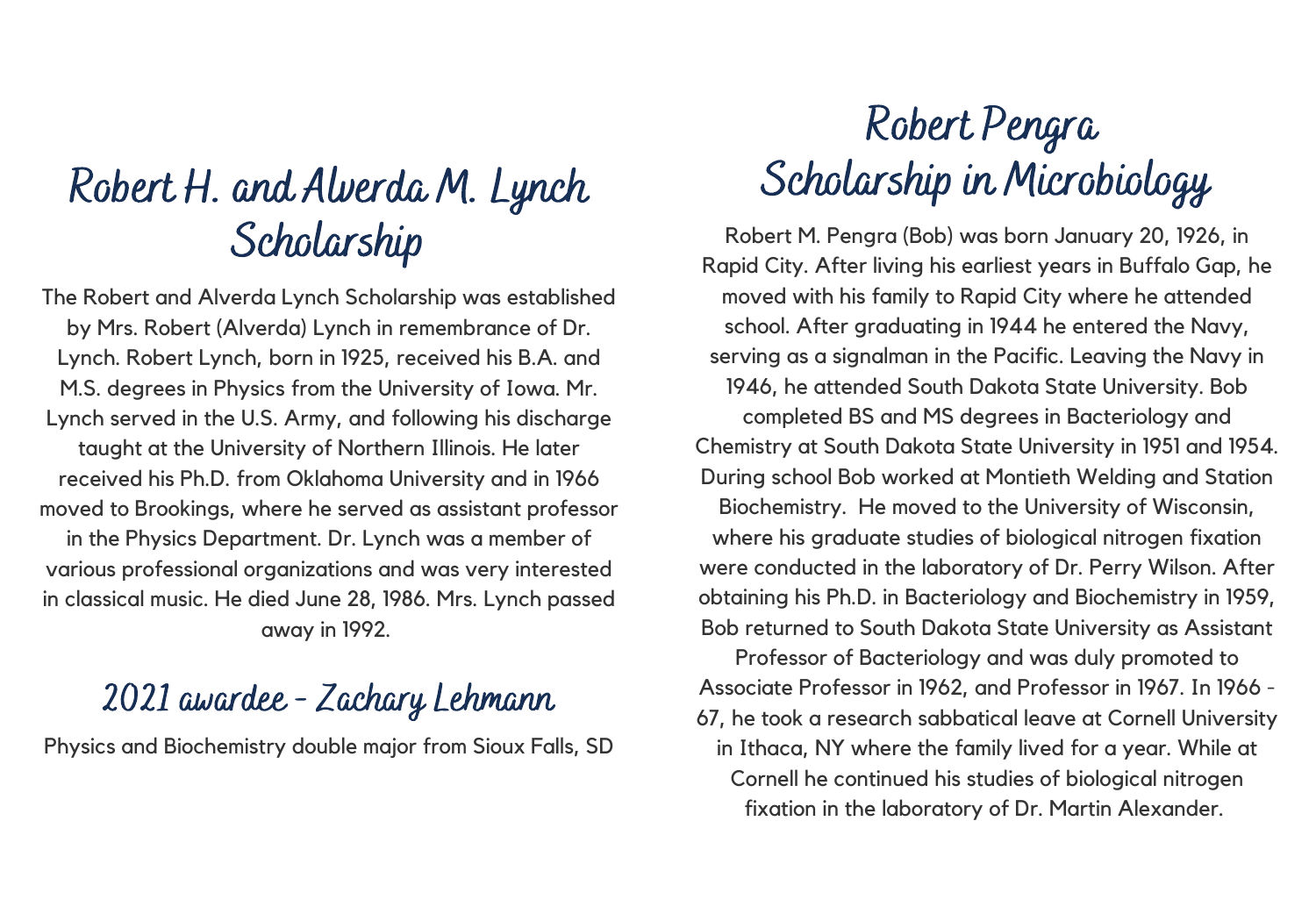# Robert H. and Alverda M. Lynch Scholarship

The Robert and Alverda Lynch Scholarship was established by Mrs. Robert (Alverda) Lynch in remembrance of Dr. Lynch. Robert Lynch, born in 1925, received his B.A. and M.S. degrees in Physics from the University of Iowa. Mr. Lynch served in the U.S. Army, and following his discharge taught at the University of Northern Illinois. He later received his Ph.D. from Oklahoma University and in 1966 moved to Brookings, where he served as assistant professor in the Physics Department. Dr. Lynch was a member of various professional organizations and was very interested in classical music. He died June 28, 1986. Mrs. Lynch passed away in 1992.

## 2021 awardee - Zachary Lehmann

Physics and Biochemistry double major from Sioux Falls, SD

# Robert Pengra Scholarship in Microbiology

Robert M. Pengra (Bob) was born January 20, 1926, in Rapid City. After living his earliest years in Buffalo Gap, he moved with his family to Rapid City where he attended school. After graduating in 1944 he entered the Navy, serving as a signalman in the Pacific. Leaving the Navy in 1946, he attended South Dakota State University. Bob completed BS and MS degrees in Bacteriology and Chemistry at South Dakota State University in 1951 and 1954. During school Bob worked at Montieth Welding and Station Biochemistry. He moved to the University of Wisconsin, where his graduate studies of biological nitrogen fixation were conducted in the laboratory of Dr. Perry Wilson. After obtaining his Ph.D. in Bacteriology and Biochemistry in 1959, Bob returned to South Dakota State University as Assistant Professor of Bacteriology and was duly promoted to Associate Professor in 1962, and Professor in 1967. In 1966 - 67, he took a research sabbatical leave at Cornell University in Ithaca, NY where the family lived for a year. While at Cornell he continued his studies of biological nitrogen fixation in the laboratory of Dr. Martin Alexander.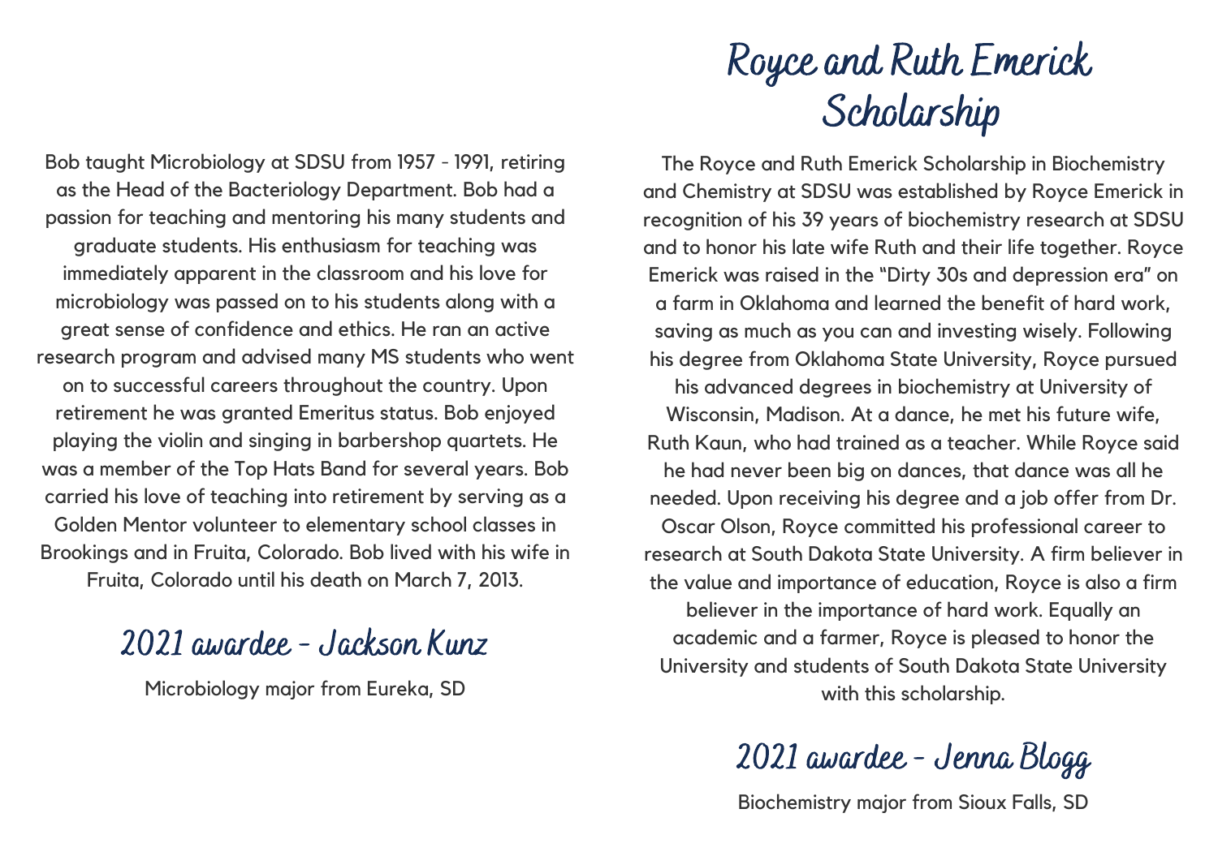Bob taught Microbiology at SDSU from 1957 - 1991, retiring as the Head of the Bacteriology Department. Bob had a passion for teaching and mentoring his many students and graduate students. His enthusiasm for teaching was immediately apparent in the classroom and his love for microbiology was passed on to his students along with a great sense of confidence and ethics. He ran an active research program and advised many MS students who went on to successful careers throughout the country. Upon retirement he was granted Emeritus status. Bob enjoyed playing the violin and singing in barbershop quartets. He was a member of the Top Hats Band for several years. Bob carried his love of teaching into retirement by serving as a Golden Mentor volunteer to elementary school classes in Brookings and in Fruita, Colorado. Bob lived with his wife in Fruita, Colorado until his death on March 7, 2013.

## 2021 awardee - Jackson Kunz

Microbiology major from Eureka, SD

# Royce and Ruth Emerick Scholarship

The Royce and Ruth Emerick Scholarship in Biochemistry and Chemistry at SDSU was established by Royce Emerick in recognition of his 39 years of biochemistry research at SDSU and to honor his late wife Ruth and their life together. Royce Emerick was raised in the "Dirty 30s and depression era" on a farm in Oklahoma and learned the benefit of hard work, saving as much as you can and investing wisely. Following his degree from Oklahoma State University, Royce pursued his advanced degrees in biochemistry at University of Wisconsin, Madison. At a dance, he met his future wife, Ruth Kaun, who had trained as a teacher. While Royce said he had never been big on dances, that dance was all he needed. Upon receiving his degree and a job offer from Dr. Oscar Olson, Royce committed his professional career to research at South Dakota State University. A firm believer in the value and importance of education, Royce is also a firm believer in the importance of hard work. Equally an academic and a farmer, Royce is pleased to honor the University and students of South Dakota State University with this scholarship.

## 2021 awardee - Jenna Blogg

Biochemistry major from Sioux Falls, SD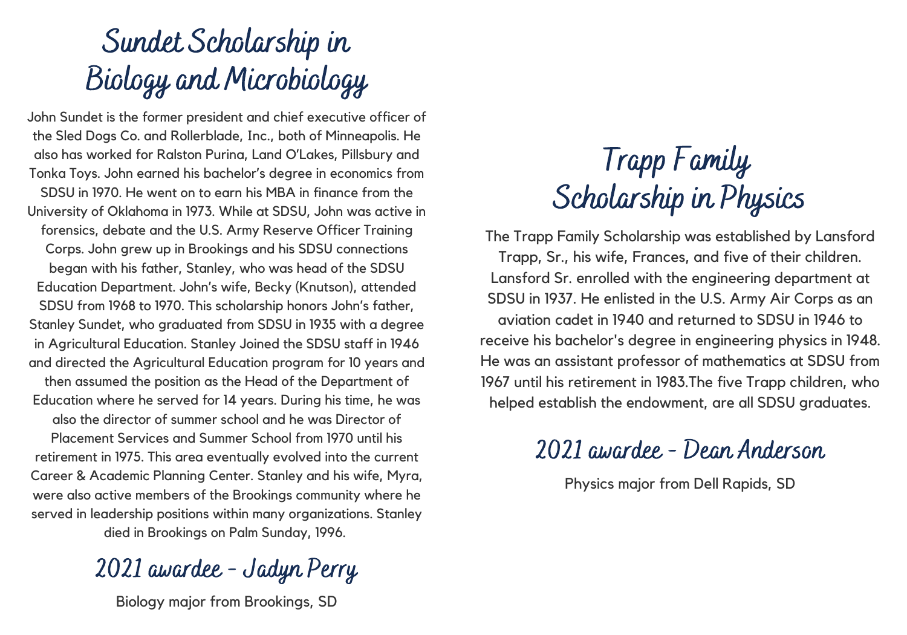# Sundet Scholarship in Biology and Microbiology

John Sundet is the former president and chief executive officer of the Sled Dogs Co. and Rollerblade, Inc., both of Minneapolis. He also has worked for Ralston Purina, Land O'Lakes, Pillsbury and Tonka Toys. John earned his bachelor's degree in economics from SDSU in 1970. He went on to earn his MBA in finance from the University of Oklahoma in 1973. While at SDSU, John was active in forensics, debate and the U.S. Army Reserve Officer Training Corps. John grew up in Brookings and his SDSU connections began with his father, Stanley, who was head of the SDSU Education Department. John's wife, Becky (Knutson), attended SDSU from 1968 to 1970. This scholarship honors John's father, Stanley Sundet, who graduated from SDSU in 1935 with a degree in Agricultural Education. Stanley Joined the SDSU staff in 1946 and directed the Agricultural Education program for 10 years and then assumed the position as the Head of the Department of Education where he served for 14 years. During his time, he was also the director of summer school and he was Director of Placement Services and Summer School from 1970 until his retirement in 1975. This area eventually evolved into the current Career & Academic Planning Center. Stanley and his wife, Myra, were also active members of the Brookings community where he served in leadership positions within many organizations. Stanley died in Brookings on Palm Sunday, 1996.

## 2021 awardee - Jadyn Perry

Biology major from Brookings, SD

# Trapp Family Scholarship in Physics

The Trapp Family Scholarship was established by Lansford Trapp, Sr., his wife, Frances, and five of their children. Lansford Sr. enrolled with the engineering department at SDSU in 1937. He enlisted in the U.S. Army Air Corps as an aviation cadet in 1940 and returned to SDSU in 1946 to receive his bachelor's degree in engineering physics in 1948. He was an assistant professor of mathematics at SDSU from 1967 until his retirement in 1983.The five Trapp children, who helped establish the endowment, are all SDSU graduates.

## 2021 awardee - Dean Anderson

Physics major from Dell Rapids, SD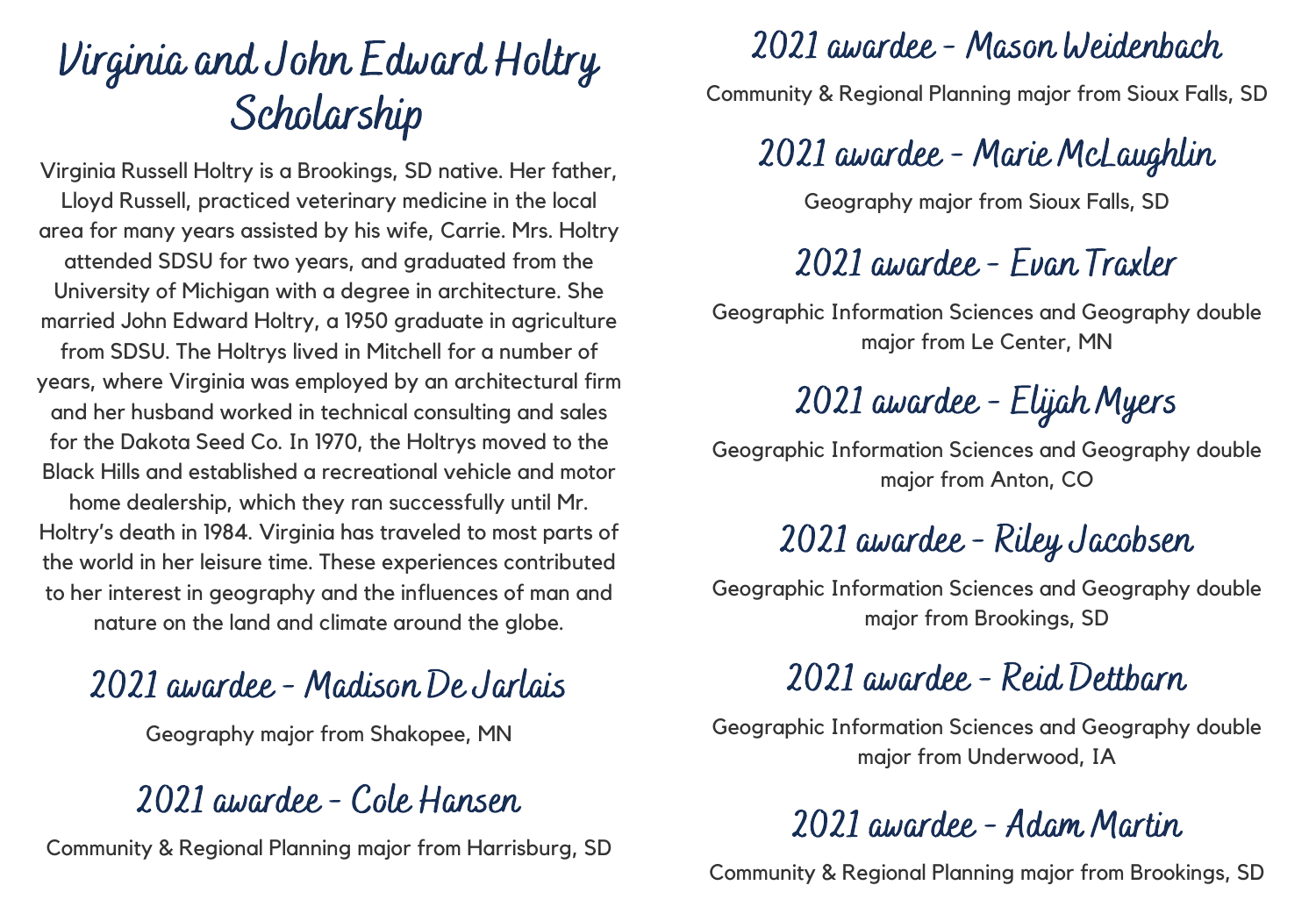# Virginia and John Edward Holtry Scholarship

Virginia Russell Holtry is a Brookings, SD native. Her father, Lloyd Russell, practiced veterinary medicine in the local area for many years assisted by his wife, Carrie. Mrs. Holtry attended SDSU for two years, and graduated from the University of Michigan with a degree in architecture. She married John Edward Holtry, a 1950 graduate in agriculture from SDSU. The Holtrys lived in Mitchell for a number of years, where Virginia was employed by an architectural firm and her husband worked in technical consulting and sales for the Dakota Seed Co. In 1970, the Holtrys moved to the Black Hills and established a recreational vehicle and motor home dealership, which they ran successfully until Mr. Holtry's death in 1984. Virginia has traveled to most parts of the world in her leisure time. These experiences contributed to her interest in geography and the influences of man and nature on the land and climate around the globe.

## 2021 awardee - Madison De Jarlais

Geography major from Shakopee, MN

## 2021 awardee - Cole Hansen

Community & Regional Planning major from Harrisburg, SD

## 2021 awardee - Mason Weidenbach

Community & Regional Planning major from Sioux Falls, SD

## 2021 awardee - Marie McLaughlin

Geography major from Sioux Falls, SD

## 2021 awardee - Evan Traxler

Geographic Information Sciences and Geography double major from Le Center, MN

## 2021 awardee - Elijah Myers

Geographic Information Sciences and Geography double major from Anton, CO

## 2021 awardee - Riley Jacobsen

Geographic Information Sciences and Geography double major from Brookings, SD

## 2021 awardee - Reid Dettbarn

Geographic Information Sciences and Geography double major from Underwood, IA

## 2021 awardee - Adam Martin

Community & Regional Planning major from Brookings, SD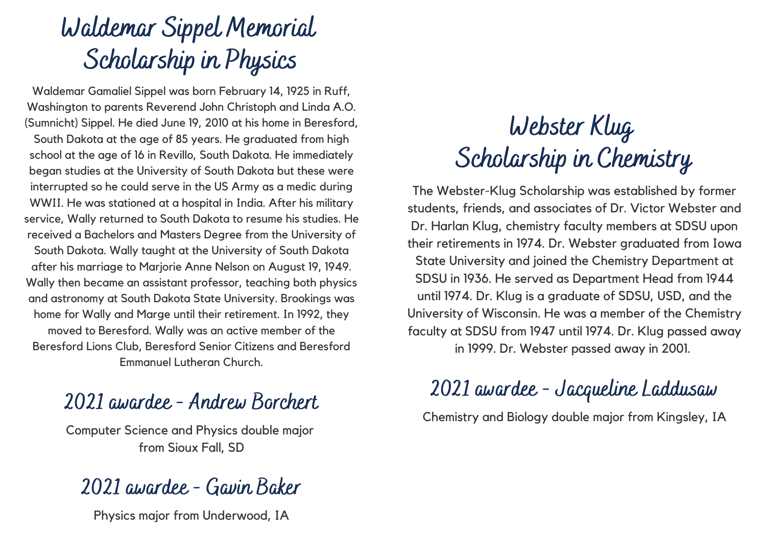# Waldemar Sippel Memorial Scholarship in Physics

Waldemar Gamaliel Sippel was born February 14, 1925 in Ruff, Washington to parents Reverend John Christoph and Linda A.O. (Sumnicht) Sippel. He died June 19, 2010 at his home in Beresford, South Dakota at the age of 85 years. He graduated from high school at the age of 16 in Revillo, South Dakota. He immediately began studies at the University of South Dakota but these were interrupted so he could serve in the US Army as a medic during WWII. He was stationed at a hospital in India. After his military service, Wally returned to South Dakota to resume his studies. He received a Bachelors and Masters Degree from the University of South Dakota. Wally taught at the University of South Dakota after his marriage to Marjorie Anne Nelson on August 19, 1949. Wally then became an assistant professor, teaching both physics and astronomy at South Dakota State University. Brookings was home for Wally and Marge until their retirement. In 1992, they moved to Beresford. Wally was an active member of the Beresford Lions Club, Beresford Senior Citizens and Beresford Emmanuel Lutheran Church.

## 2021 awardee - Andrew Borchert

Computer Science and Physics double major from Sioux Fall, SD

## 2021 awardee - Gavin Baker

Physics major from Underwood, IA

# Webster Klug Scholarship in Chemistry

The Webster-Klug Scholarship was established by former students, friends, and associates of Dr. Victor Webster and Dr. Harlan Klug, chemistry faculty members at SDSU upon their retirements in 1974. Dr. Webster graduated from Iowa State University and joined the Chemistry Department at SDSU in 1936. He served as Department Head from 1944 until 1974. Dr. Klug is a graduate of SDSU, USD, and the University of Wisconsin. He was a member of the Chemistry faculty at SDSU from 1947 until 1974. Dr. Klug passed away in 1999. Dr. Webster passed away in 2001.

## 2021 awardee - Jacqueline Laddusaw

Chemistry and Biology double major from Kingsley, IA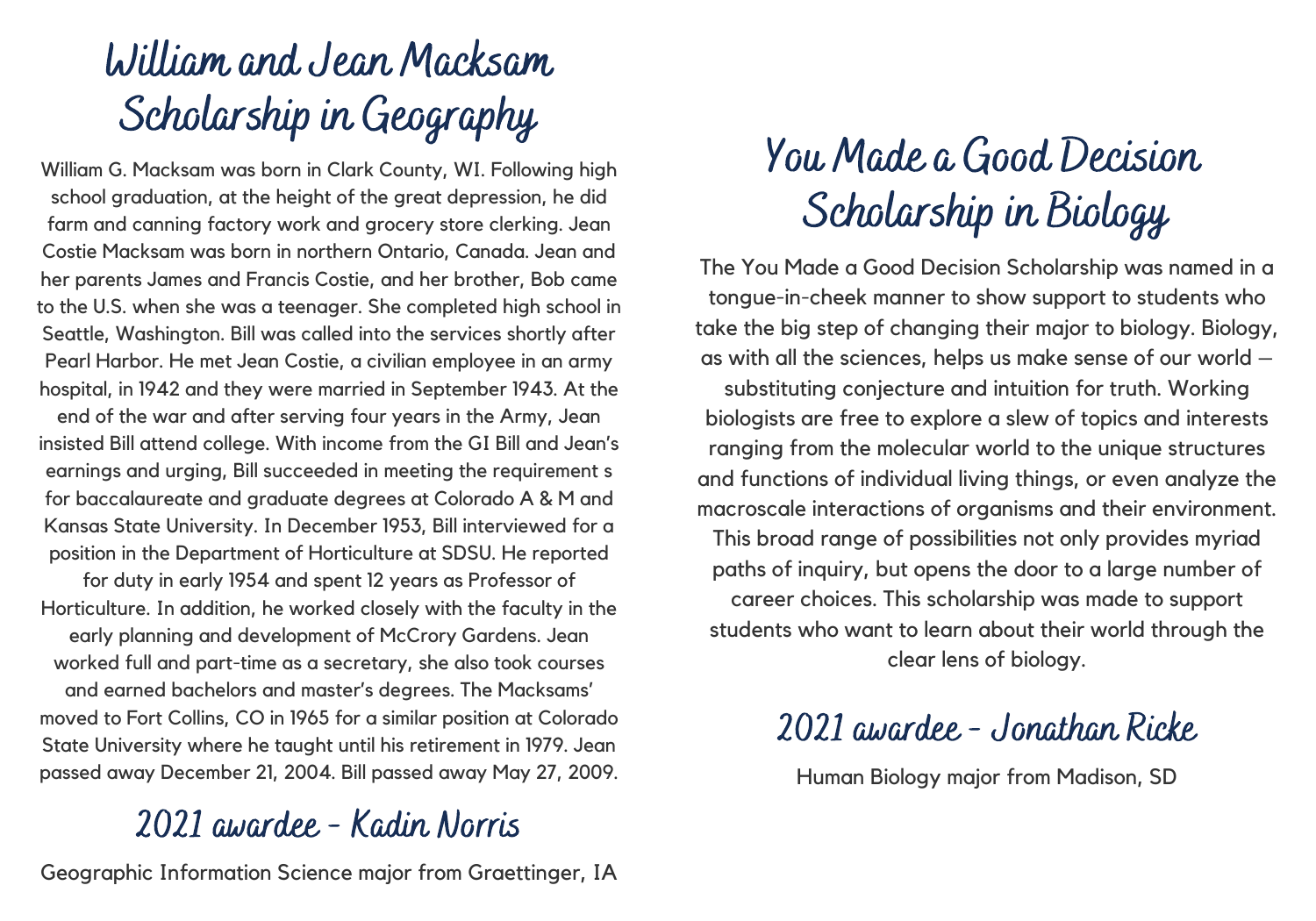# William and Jean Macksam Scholarship in Geography

William G. Macksam was born in Clark County, WI. Following high school graduation, at the height of the great depression, he did farm and canning factory work and grocery store clerking. Jean Costie Macksam was born in northern Ontario, Canada. Jean and her parents James and Francis Costie, and her brother, Bob came to the U.S. when she was a teenager. She completed high school in Seattle, Washington. Bill was called into the services shortly after Pearl Harbor. He met Jean Costie, a civilian employee in an army hospital, in 1942 and they were married in September 1943. At the end of the war and after serving four years in the Army, Jean insisted Bill attend college. With income from the GI Bill and Jean's earnings and urging, Bill succeeded in meeting the requirement s for baccalaureate and graduate degrees at Colorado A & M and Kansas State University. In December 1953, Bill interviewed for a position in the Department of Horticulture at SDSU. He reported for duty in early 1954 and spent 12 years as Professor of Horticulture. In addition, he worked closely with the faculty in the early planning and development of McCrory Gardens. Jean worked full and part-time as a secretary, she also took courses and earned bachelors and master's degrees. The Macksams' moved to Fort Collins, CO in 1965 for a similar position at Colorado State University where he taught until his retirement in 1979. Jean passed away December 21, 2004. Bill passed away May 27, 2009.

## 2021 awardee - Kadin Norris

Geographic Information Science major from Graettinger, IA

# You Made a Good Decision Scholarship in Biology

The You Made a Good Decision Scholarship was named in a tongue-in-cheek manner to show support to students who take the big step of changing their major to biology. Biology, as with all the sciences, helps us make sense of our world – substituting conjecture and intuition for truth. Working biologists are free to explore a slew of topics and interests ranging from the molecular world to the unique structures and functions of individual living things, or even analyze the macroscale interactions of organisms and their environment. This broad range of possibilities not only provides myriad paths of inquiry, but opens the door to a large number of career choices. This scholarship was made to support students who want to learn about their world through the clear lens of biology.

## 2021 awardee - Jonathan Ricke

Human Biology major from Madison, SD